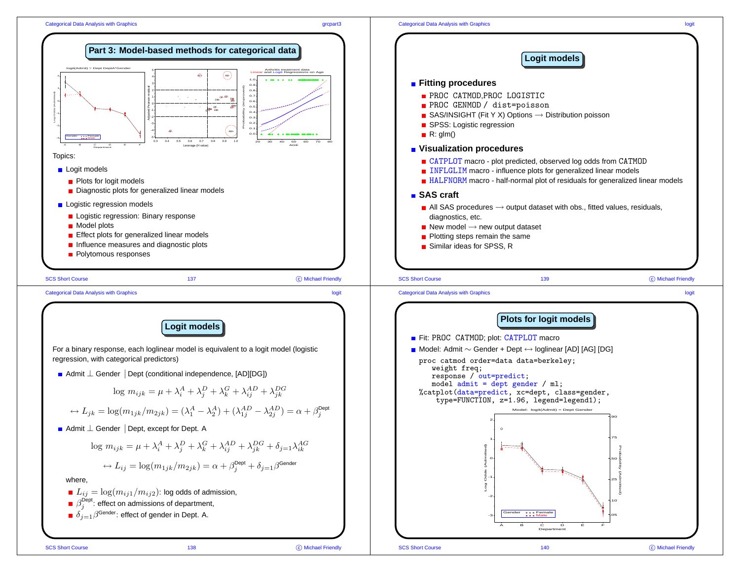## Part 3: Model-based methods for categorical data

logit(Admit) = Dept DeptA*Gender

Arthritis treatment data
Linear and Logit Regressions on Age

Topics:

- Logit models
  - Plots for logit models
  - Diagnostic plots for generalized linear models
- Logistic regression models
  - Logistic regression: Binary response
  - Model plots
  - Effect plots for generalized linear models
  - Influence measures and diagnostic plots
  - Polytomous responses

## Logit models

For a binary response, each loglinear model is equivalent to a logit model (logistic regression, with categorical predictors)

- Admit $\perp$ Gender | Dept (conditional independence, [AD][DG])

$$\log m_{ijk} = \mu + \lambda_i^A + \lambda_j^D + \lambda_k^G + \lambda_{ij}^{AD} + \lambda_{jk}^{DG}$$

$$\leftrightarrow L_{jk} = \log(m_{1jk}/m_{2jk}) = (\lambda_1^A - \lambda_2^A) + (\lambda_{1j}^{AD} - \lambda_{2j}^{AD}) = \alpha + \beta_j^{\text{Dept}}$$

- Admit $\perp$ Gender | Dept, except for Dept. A

$$\log m_{ijk} = \mu + \lambda_i^A + \lambda_j^D + \lambda_k^G + \lambda_{ij}^{AD} + \lambda_{jk}^{DG} + \delta_{j=1}\lambda_{ik}^{AG}$$

$$\leftrightarrow L_{ij} = \log(m_{1jk}/m_{2jk}) = \alpha + \beta_j^{\text{Dept}} + \delta_{j=1}\beta^{\text{Gender}}$$

where,

- $L_{ij} = \log(m_{ij1}/m_{ij2})$: log odds of admission,
- $\beta_j^{\text{Dept}}$: effect on admissions of department,
- $\delta_{j=1}\beta^{\text{Gender}}$: effect of gender in Dept. A.

## Logit models

- **Fitting procedures**
  - PROC CATMOD,PROC LOGISTIC
  - PROC GENMOD / dist=poisson
  - SAS/INSIGHT (Fit Y X) Options $\longrightarrow$ Distribution poisson
  - SPSS: Logistic regression
  - R: glm()
- **Visualization procedures**
  - CATPLOT macro - plot predicted, observed log odds from CATMOD
  - INFLGLIM macro - influence plots for generalized linear models
  - HALFNORM macro - half-normal plot of residuals for generalized linear models
- **SAS craft**
  - All SAS procedures $\longrightarrow$ output dataset with obs., fitted values, residuals, diagnostics, etc.
  - New model $\longrightarrow$ new output dataset
  - Plotting steps remain the same
  - Similar ideas for SPSS, R

## Plots for logit models

- Fit: PROC CATMOD; plot: CATPLOT macro
- Model: Admit $\sim$ Gender + Dept $\leftrightarrow$ loglinear [AD] [AG] [DG]

```
proc catmod order=data data=berkeley;
   weight freq;
   response / out=predict;
   model admit = dept gender / ml;
%catplot(data=predict, xc=dept, class=gender,
    type=FUNCTION, z=1.96, legend=legend1);
```

Model: logit(Admit) = Dept Gender

Log Odds (Admitted)

Probability (Admitted)

Department

Gender Female Male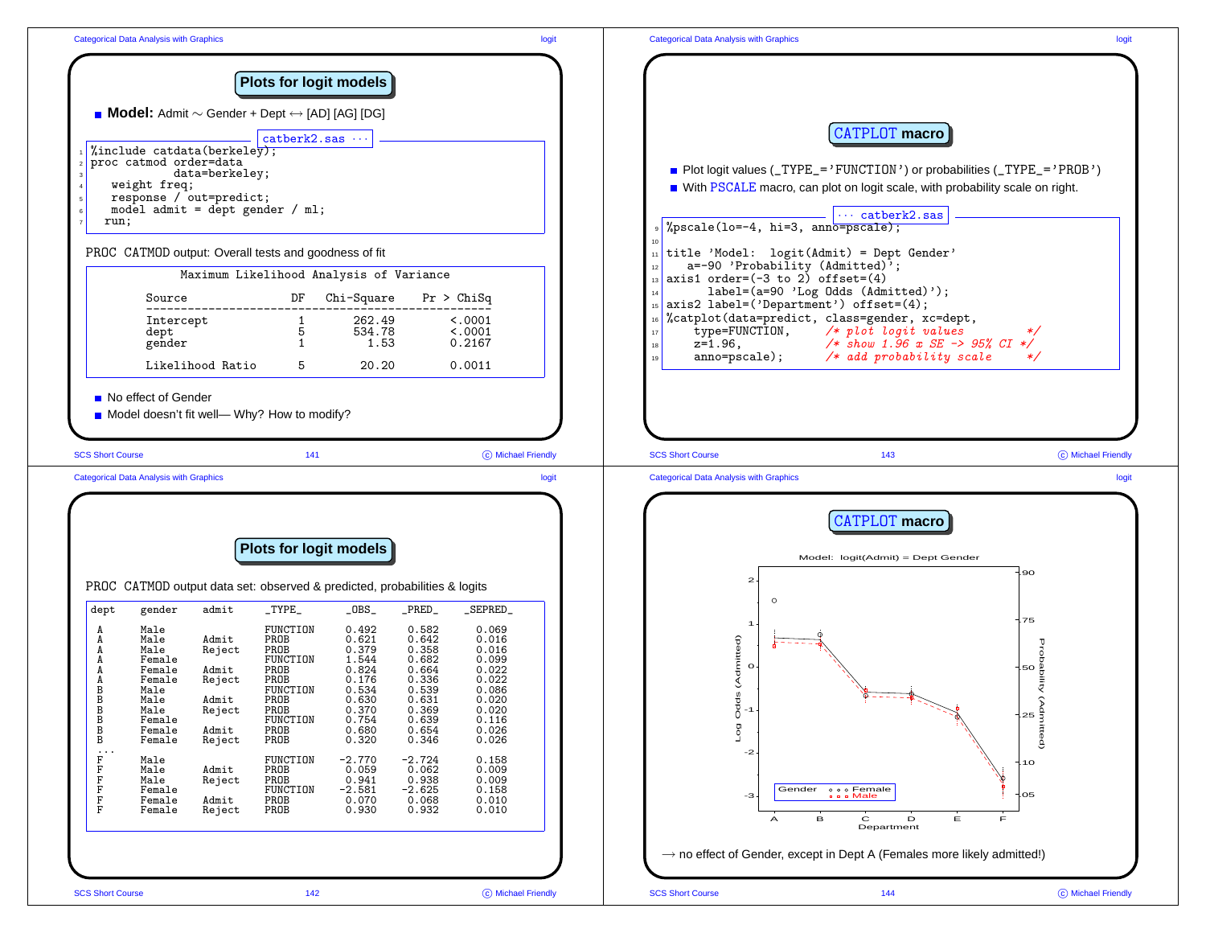## Plots for logit models

- **Model:** Admit ∼ Gender + Dept ↔ [AD] [AG] [DG]

catberk2.sas ···

```
%include catdata(berkeley);
proc catmod order=data
           data=berkeley;
   weight freq;
   response / out=predict;
   model admit = dept gender / ml;
  run;
```

PROC CATMOD output: Overall tests and goodness of fit

```
                Maximum Likelihood Analysis of Variance

           Source                 DF    Chi-Square    Pr > ChiSq
           --------------------------------------------------
           Intercept               1        262.49        <.0001
           dept                    5        534.78        <.0001
           gender                  1          1.53        0.2167

           Likelihood Ratio        5         20.20        0.0011
```

- No effect of Gender
- Model doesn't fit well— Why? How to modify?

## Plots for logit models

PROC CATMOD output data set: observed & predicted, probabilities & logits

```
dept    gender    admit     _TYPE_       _OBS_     _PRED_    _SEPRED_

 A      Male                FUNCTION     0.492     0.582      0.069
 A      Male      Admit     PROB         0.621     0.642      0.016
 A      Male      Reject    PROB         0.379     0.358      0.016
 A      Female              FUNCTION     1.544     0.682      0.099
 A      Female    Admit     PROB         0.824     0.664      0.022
 A      Female    Reject    PROB         0.176     0.336      0.022
 B      Male                FUNCTION     0.534     0.539      0.086
 B      Male      Admit     PROB         0.630     0.631      0.020
 B      Male      Reject    PROB         0.370     0.369      0.020
 B      Female              FUNCTION     0.754     0.639      0.116
 B      Female    Admit     PROB         0.680     0.654      0.026
 B      Female    Reject    PROB         0.320     0.346      0.026
 ...
 F      Male                FUNCTION    -2.770    -2.724      0.158
 F      Male      Admit     PROB         0.059     0.062      0.009
 F      Male      Reject    PROB         0.941     0.938      0.009
 F      Female              FUNCTION    -2.581    -2.625      0.158
 F      Female    Admit     PROB         0.070     0.068      0.010
 F      Female    Reject    PROB         0.930     0.932      0.010
```

## CATPLOT macro

- Plot logit values (_TYPE_='FUNCTION') or probabilities (_TYPE_='PROB')
- With PSCALE macro, can plot on logit scale, with probability scale on right.

··· catberk2.sas

```
%pscale(lo=-4, hi=3, anno=pscale);

title 'Model:  logit(Admit) = Dept Gender'
   a=-90 'Probability (Admitted)';
axis1 order=(-3 to 2) offset=(4)
      label=(a=90 'Log Odds (Admitted)');
axis2 label=('Department') offset=(4);
%catplot(data=predict, class=gender, xc=dept,
    type=FUNCTION,      /* plot logit values         */
    z=1.96,             /* show 1.96 x SE -> 95% CI */
    anno=pscale);       /* add probability scale     */
```

## CATPLOT macro

Model: logit(Admit) = Dept Gender

Log Odds (Admitted)

2
1
0
-1
-2
-3

Probability (Admitted)

.90
.75
.50
.25
.10
.05

Gender
Female
Male

A B C D E F

Department

→ no effect of Gender, except in Dept A (Females more likely admitted!)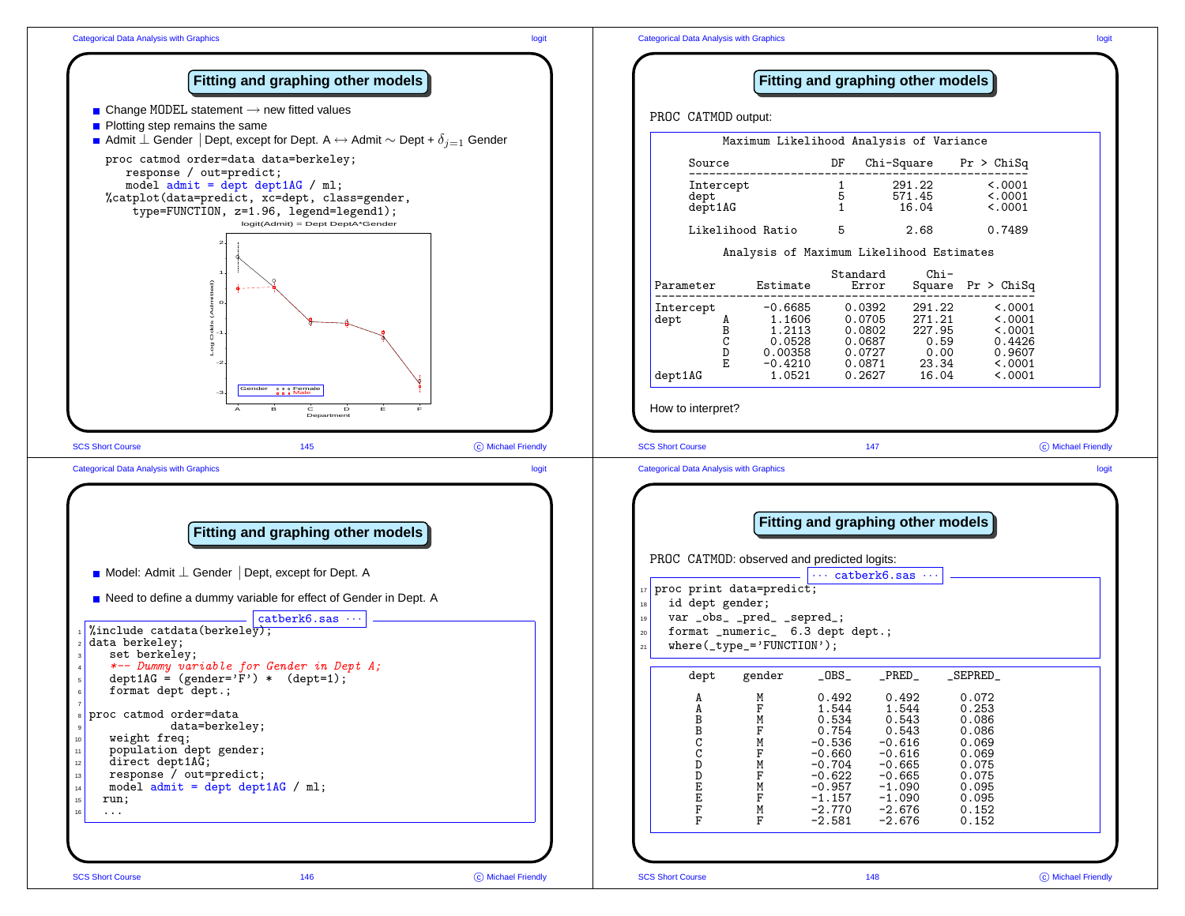## Fitting and graphing other models

- Change MODEL statement → new fitted values
- Plotting step remains the same
- Admit ⊥ Gender | Dept, except for Dept. A ↔ Admit ∼ Dept + $\delta_{j=1}$ Gender

```
proc catmod order=data data=berkeley;
   response / out=predict;
   model admit = dept dept1AG / ml;
%catplot(data=predict, xc=dept, class=gender,
     type=FUNCTION, z=1.96, legend=legend1);
```

logit(Admit) = Dept DeptA*Gender

Log Odds (Admitted)

2
1
0
-1
-2
-3

Gender Female Male

A B C D E F

Department

## Fitting and graphing other models

- Model: Admit ⊥ Gender | Dept, except for Dept. A
- Need to define a dummy variable for effect of Gender in Dept. A

catberk6.sas ···

```
%include catdata(berkeley);
data berkeley;
   set berkeley;
   *-- Dummy variable for Gender in Dept A;
   dept1AG = (gender='F') *  (dept=1);
   format dept dept.;

proc catmod order=data
            data=berkeley;
   weight freq;
   population dept gender;
   direct dept1AG;
   response / out=predict;
   model admit = dept dept1AG / ml;
  run;
  ...
```

## Fitting and graphing other models

PROC CATMOD output:

```
          Maximum Likelihood Analysis of Variance

     Source               DF   Chi-Square    Pr > ChiSq
     --------------------------------------------------
     Intercept             1       291.22        <.0001
     dept                  5       571.45        <.0001
     dept1AG               1        16.04        <.0001

     Likelihood Ratio      5         2.68        0.7489

          Analysis of Maximum Likelihood Estimates

                               Standard      Chi-
Parameter        Estimate       Error      Square   Pr > ChiSq
---------------------------------------------------------------
Intercept         -0.6685      0.0392     291.22       <.0001
dept       A       1.1606      0.0705     271.21       <.0001
           B       1.2113      0.0802     227.95       <.0001
           C       0.0528      0.0687       0.59       0.4426
           D      0.00358      0.0727       0.00       0.9607
           E      -0.4210      0.0871      23.34       <.0001
dept1AG            1.0521      0.2627      16.04       <.0001
```

How to interpret?

## Fitting and graphing other models

PROC CATMOD: observed and predicted logits:

··· catberk6.sas ···

```
proc print data=predict;
  id dept gender;
  var _obs_ _pred_ _sepred_;
  format _numeric_  6.3 dept dept.;
  where(_type_='FUNCTION');
```

```
   dept    gender      _OBS_     _PRED_     _SEPRED_

    A        M         0.492      0.492      0.072
    A        F         1.544      1.544      0.253
    B        M         0.534      0.543      0.086
    B        F         0.754      0.543      0.086
    C        M        -0.536     -0.616      0.069
    C        F        -0.660     -0.616      0.069
    D        M        -0.704     -0.665      0.075
    D        F        -0.622     -0.665      0.075
    E        M        -0.957     -1.090      0.095
    E        F        -1.157     -1.090      0.095
    F        M        -2.770     -2.676      0.152
    F        F        -2.581     -2.676      0.152
```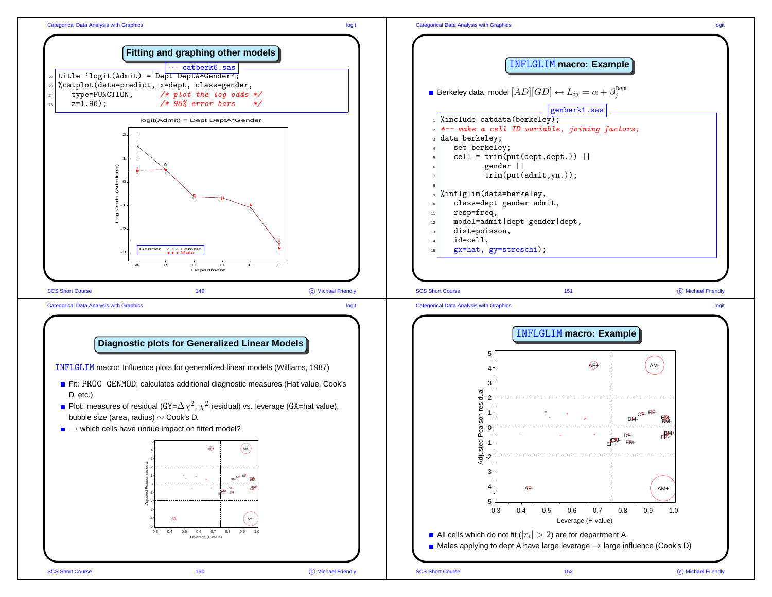## Fitting and graphing other models

catberk6.sas

```
22 title 'logit(Admit) = Dept DeptA*Gender';
23 %catplot(data=predict, x=dept, class=gender,
24     type=FUNCTION,        /* plot the log odds */
25     z=1.96);              /* 95% error bars     */
```

logit(Admit) = Dept DeptA*Gender

Log Odds (Admitted)

2
1
0
-1
-2
-3

A B C D E F

Department

Gender: Female, Male

## Diagnostic plots for Generalized Linear Models

INFLGLIM macro: Influence plots for generalized linear models (Williams, 1987)

- Fit: PROC GENMOD; calculates additional diagnostic measures (Hat value, Cook's D, etc.)
- Plot: measures of residual (GY=$\Delta\chi^2$, $\chi^2$ residual) vs. leverage (GX=hat value), bubble size (area, radius) $\sim$ Cook's D.
- $\longrightarrow$ which cells have undue impact on fitted model?

Adjusted Pearson residual

Leverage (H value)

## INFLGLIM macro: Example

- Berkeley data, model $[AD][GD] \leftrightarrow L_{ij} = \alpha + \beta_j^{\text{Dept}}$

genberk1.sas

```
1  %include catdata(berkeley);
2  *-- make a cell ID variable, joining factors;
3  data berkeley;
4     set berkeley;
5     cell = trim(put(dept,dept.)) ||
6            gender ||
7            trim(put(admit,yn.));
8
9  %inflglim(data=berkeley,
10    class=dept gender admit,
11    resp=freq,
12    model=admit|dept gender|dept,
13    dist=poisson,
14    id=cell,
15    gx=hat, gy=streschi);
```

## INFLGLIM macro: Example

Adjusted Pearson residual

5
4
3
2
1
0
-1
-2
-3
-4
-5

0.3 0.4 0.5 0.6 0.7 0.8 0.9 1.0

Leverage (H value)

AF+ AM- CF- EF- DM- FM- BM- BM+ FF- DF- CM EM- EF+ AF- AM+

- All cells which do not fit ($|r_i| > 2$) are for department A.
- Males applying to dept A have large leverage $\Rightarrow$ large influence (Cook's D)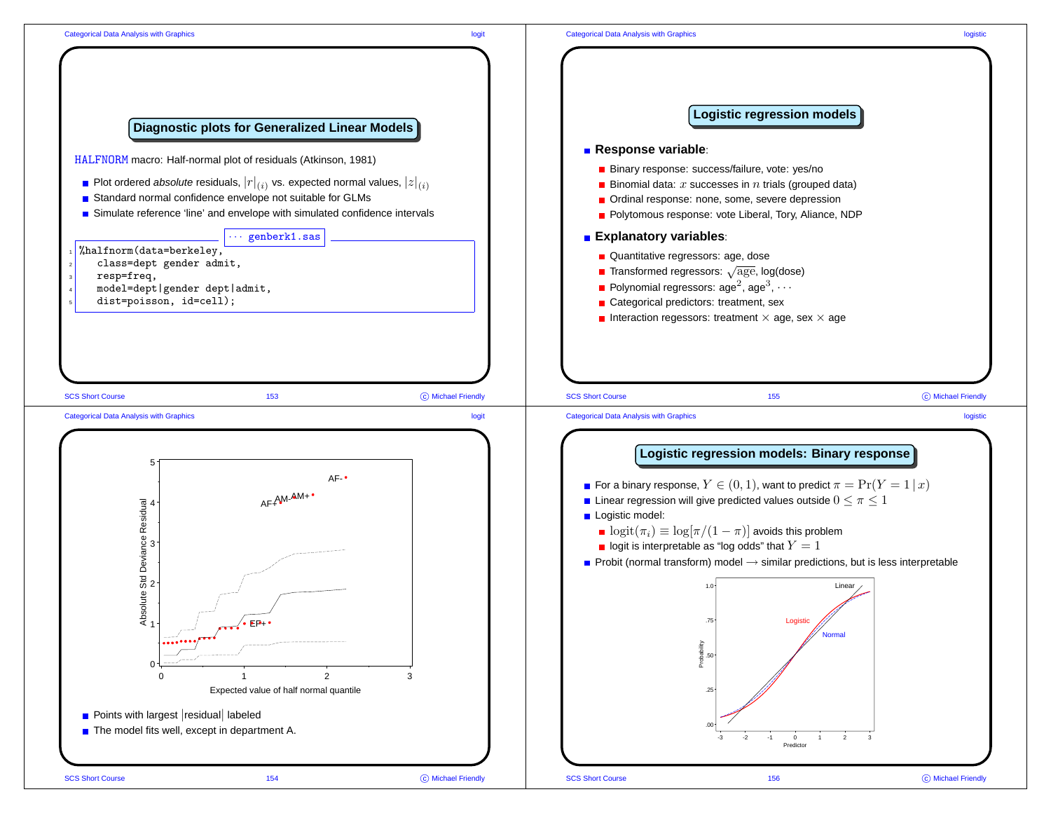## Diagnostic plots for Generalized Linear Models

HALFNORM macro: Half-normal plot of residuals (Atkinson, 1981)

- Plot ordered *absolute* residuals, $|r|_{(i)}$ vs. expected normal values, $|z|_{(i)}$
- Standard normal confidence envelope not suitable for GLMs
- Simulate reference 'line' and envelope with simulated confidence intervals

··· genberk1.sas

```
%halfnorm(data=berkeley,
   class=dept gender admit,
   resp=freq,
   model=dept|gender dept|admit,
   dist=poisson, id=cell);
```

Absolute Std Deviance Residual

Expected value of half normal quantile

AF-
AF+
AM-
AM+
EF+

0
1
2
3
4
5

0
1
2
3

- Points with largest |residual| labeled
- The model fits well, except in department A.

## Logistic regression models

- **Response variable**:
  - Binary response: success/failure, vote: yes/no
  - Binomial data: $x$ successes in $n$ trials (grouped data)
  - Ordinal response: none, some, severe depression
  - Polytomous response: vote Liberal, Tory, Aliance, NDP
- **Explanatory variables**:
  - Quantitative regressors: age, dose
  - Transformed regressors: $\sqrt{\text{age}}$, log(dose)
  - Polynomial regressors: age$^2$, age$^3$, $\cdots$
  - Categorical predictors: treatment, sex
  - Interaction regessors: treatment $\times$ age, sex $\times$ age

## Logistic regression models: Binary response

- For a binary response, $Y \in (0, 1)$, want to predict $\pi = \Pr(Y = 1 \mid x)$
- Linear regression will give predicted values outside $0 \leq \pi \leq 1$
- Logistic model:
  - $\text{logit}(\pi_i) \equiv \log[\pi/(1-\pi)]$ avoids this problem
  - logit is interpretable as "log odds" that $Y = 1$
- Probit (normal transform) model $\longrightarrow$ similar predictions, but is less interpretable

Probability

Predictor

Linear
Logistic
Normal

.00
.25
.50
.75
1.0

-3
-2
-1
0
1
2
3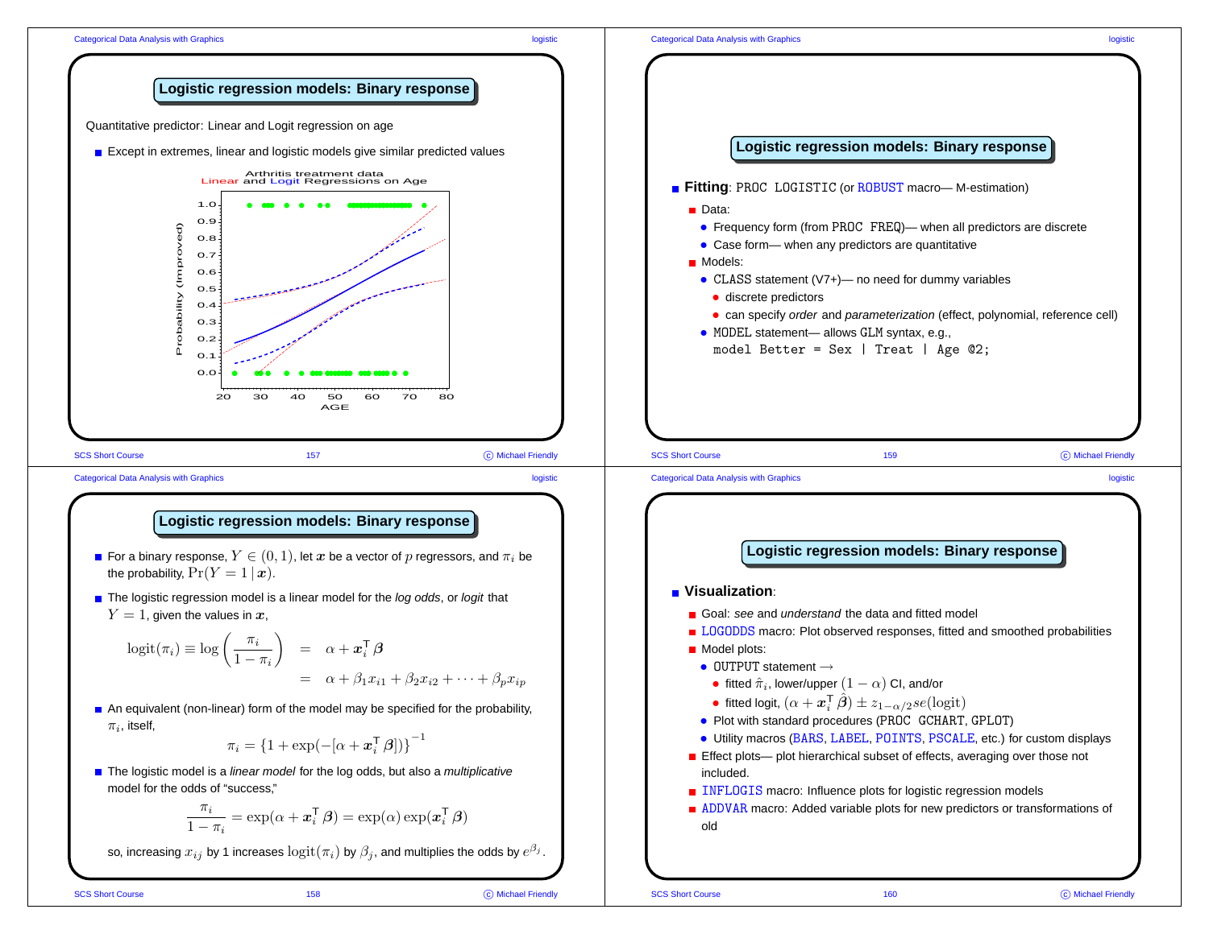## Logistic regression models: Binary response

Quantitative predictor: Linear and Logit regression on age

- Except in extremes, linear and logistic models give similar predicted values

Arthritis treatment data
Linear and Logit Regressions on Age

Probability (Improved)
1.0
0.9
0.8
0.7
0.6
0.5
0.4
0.3
0.2
0.1
0.0

20 30 40 50 60 70 80
AGE

## Logistic regression models: Binary response

- For a binary response, $Y \in (0, 1)$, let $\boldsymbol{x}$ be a vector of $p$ regressors, and $\pi_i$ be the probability, $\Pr(Y = 1 \,|\, \boldsymbol{x})$.
- The logistic regression model is a linear model for the *log odds*, or *logit* that $Y = 1$, given the values in $\boldsymbol{x}$,

$$
\begin{aligned}
\operatorname{logit}(\pi_i) \equiv \log\left(\frac{\pi_i}{1-\pi_i}\right) &= \alpha + \boldsymbol{x}_i^\mathsf{T} \boldsymbol{\beta} \\
&= \alpha + \beta_1 x_{i1} + \beta_2 x_{i2} + \cdots + \beta_p x_{ip}
\end{aligned}
$$

- An equivalent (non-linear) form of the model may be specified for the probability, $\pi_i$, itself,

$$\pi_i = \left\{1 + \exp(-[\alpha + \boldsymbol{x}_i^\mathsf{T} \boldsymbol{\beta}])\right\}^{-1}$$

- The logistic model is a *linear model* for the log odds, but also a *multiplicative* model for the odds of "success,"

$$\frac{\pi_i}{1-\pi_i} = \exp(\alpha + \boldsymbol{x}_i^\mathsf{T} \boldsymbol{\beta}) = \exp(\alpha)\exp(\boldsymbol{x}_i^\mathsf{T} \boldsymbol{\beta})$$

so, increasing $x_{ij}$ by 1 increases $\operatorname{logit}(\pi_i)$ by $\beta_j$, and multiplies the odds by $e^{\beta_j}$.

## Logistic regression models: Binary response

- **Fitting**: `PROC LOGISTIC` (or `ROBUST` macro— M-estimation)
  - Data:
    - Frequency form (from `PROC FREQ`)— when all predictors are discrete
    - Case form— when any predictors are quantitative
  - Models:
    - `CLASS` statement (V7+)— no need for dummy variables
      - discrete predictors
      - can specify *order* and *parameterization* (effect, polynomial, reference cell)
    - `MODEL` statement— allows `GLM` syntax, e.g.,

```
model Better = Sex | Treat | Age @2;
```

## Logistic regression models: Binary response

- **Visualization**:
  - Goal: *see* and *understand* the data and fitted model
  - `LOGODDS` macro: Plot observed responses, fitted and smoothed probabilities
  - Model plots:
    - `OUTPUT` statement →
      - fitted $\hat{\pi}_i$, lower/upper $(1-\alpha)$ CI, and/or
      - fitted logit, $(\alpha + \boldsymbol{x}_i^\mathsf{T} \hat{\boldsymbol{\beta}}) \pm z_{1-\alpha/2} se(\text{logit})$
    - Plot with standard procedures (`PROC GCHART`, `GPLOT`)
    - Utility macros (`BARS`, `LABEL`, `POINTS`, `PSCALE`, etc.) for custom displays
  - Effect plots— plot hierarchical subset of effects, averaging over those not included.
  - `INFLOGIS` macro: Influence plots for logistic regression models
  - `ADDVAR` macro: Added variable plots for new predictors or transformations of old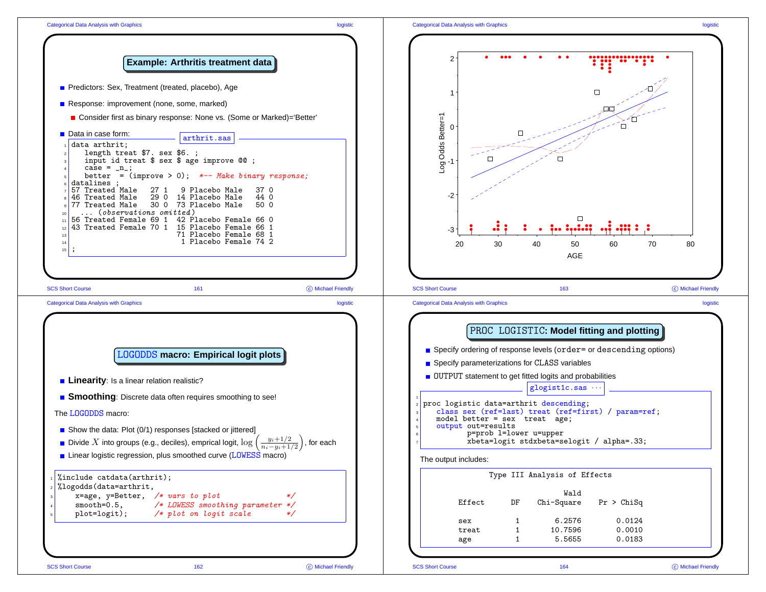## Example: Arthritis treatment data

- Predictors: Sex, Treatment (treated, placebo), Age
- Response: improvement (none, some, marked)
  - Consider first as binary response: None vs. (Some or Marked)='Better'
- Data in case form:

arthrit.sas

```
data arthrit;
   length treat $7. sex $6. ;
   input id treat $ sex $ age improve @@ ;
   case = _n_;
   better  = (improve > 0);  *-- Make binary response;
datalines ;
57 Treated Male    27 1   9 Placebo Male    37 0
46 Treated Male    29 0  14 Placebo Male    44 0
77 Treated Male    30 0  73 Placebo Male    50 0
  ... (observations omitted)
56 Treated Female 69 1  42 Placebo Female 66 0
43 Treated Female 70 1  15 Placebo Female 66 1
                        71 Placebo Female 68 1
                         1 Placebo Female 74 2
;
```

Log Odds Better=1

2
1
0
-1
-2
-3

20 30 40 50 60 70 80

AGE

## LOGODDS macro: Empirical logit plots

- **Linearity**: Is a linear relation realistic?
- **Smoothing**: Discrete data often requires smoothing to see!

The LOGODDS macro:

- Show the data: Plot (0/1) responses [stacked or jittered]
- Divide $X$ into groups (e.g., deciles), emprical logit, $\log\left(\frac{y_i+1/2}{n_i-y_i+1/2}\right)$, for each
- Linear logistic regression, plus smoothed curve (LOWESS macro)

```
%include catdata(arthrit);
%logodds(data=arthrit,
    x=age, y=Better,  /* vars to plot              */
    smooth=0.5,       /* LOWESS smoothing parameter */
    plot=logit);      /* plot on logit scale        */
```

## PROC LOGISTIC: Model fitting and plotting

- Specify ordering of response levels (`order=` or `descending` options)
- Specify parameterizations for `CLASS` variables
- `OUTPUT` statement to get fitted logits and probabilities

glogist1c.sas ···

```

proc logistic data=arthrit descending;
   class sex (ref=last) treat (ref=first) / param=ref;
   model better = sex  treat  age;
   output out=results
          p=prob l=lower u=upper
          xbeta=logit stdxbeta=selogit / alpha=.33;
```

The output includes:

```
              Type III Analysis of Effects

                             Wald
        Effect      DF    Chi-Square    Pr > ChiSq

        sex          1        6.2576        0.0124
        treat        1       10.7596        0.0010
        age          1        5.5655        0.0183
```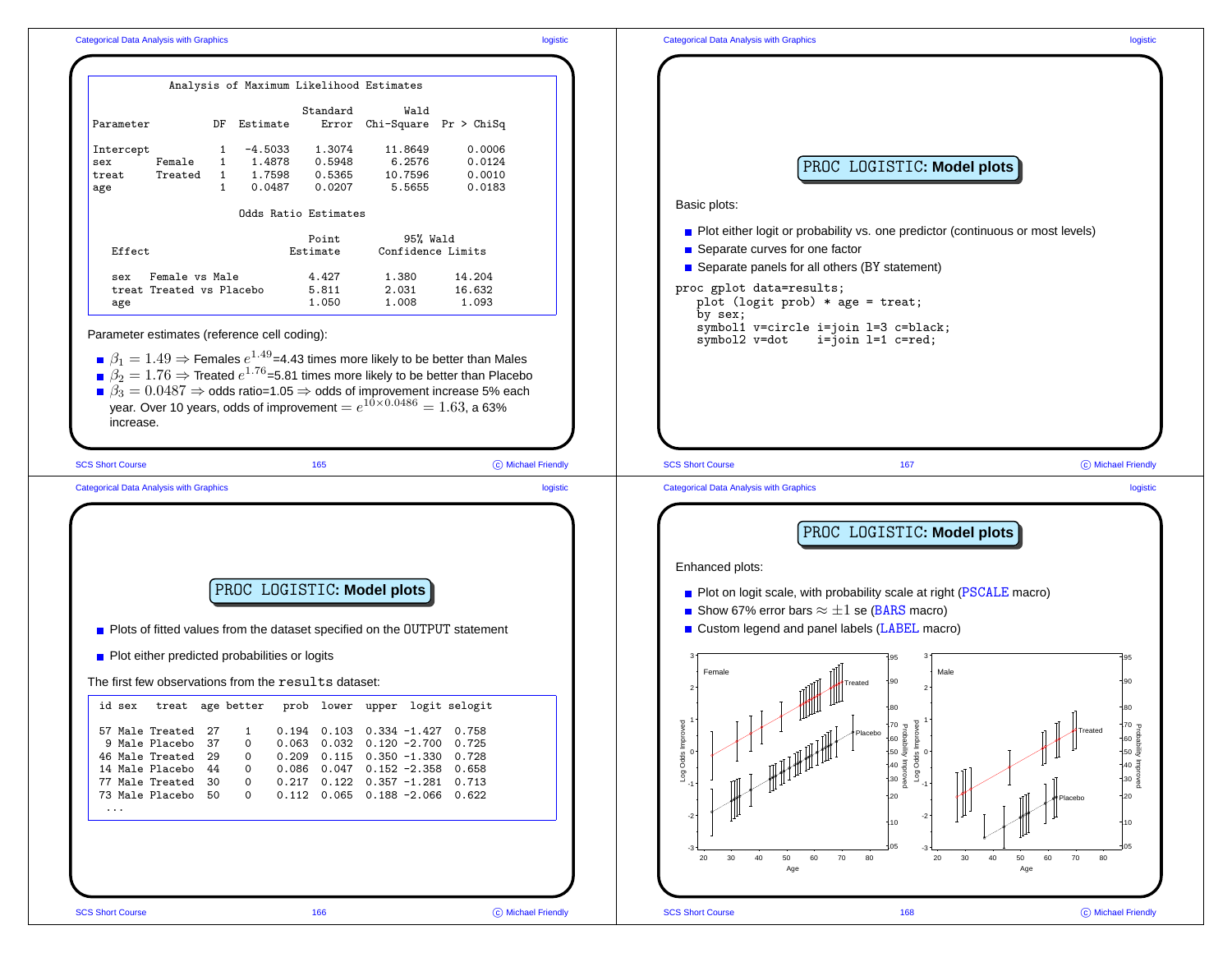```
              Analysis of Maximum Likelihood Estimates

                                  Standard        Wald
Parameter          DF  Estimate      Error  Chi-Square  Pr > ChiSq

Intercept           1   -4.5033     1.3074     11.8649      0.0006
sex       Female    1    1.4878     0.5948      6.2576      0.0124
treat     Treated   1    1.7598     0.5365     10.7596      0.0010
age                 1    0.0487     0.0207      5.5655      0.0183

                        Odds Ratio Estimates

                                 Point          95% Wald
   Effect                     Estimate      Confidence Limits

   sex   Female vs Male          4.427       1.380      14.204
   treat Treated vs Placebo      5.811       2.031      16.632
   age                           1.050       1.008       1.093
```

Parameter estimates (reference cell coding):

- $\beta_1 = 1.49 \Rightarrow$ Females $e^{1.49}$=4.43 times more likely to be better than Males
- $\beta_2 = 1.76 \Rightarrow$ Treated $e^{1.76}$=5.81 times more likely to be better than Placebo
- $\beta_3 = 0.0487 \Rightarrow$ odds ratio=1.05 $\Rightarrow$ odds of improvement increase 5% each year. Over 10 years, odds of improvement $= e^{10\times 0.0486} = 1.63$, a 63% increase.

## PROC LOGISTIC: Model plots

- Plots of fitted values from the dataset specified on the OUTPUT statement
- Plot either predicted probabilities or logits

The first few observations from the results dataset:

```
 id sex   treat  age better   prob lower  upper  logit selogit

 57 Male Treated  27    1    0.194 0.103  0.334 -1.427  0.758
  9 Male Placebo  37    0    0.063 0.032  0.120 -2.700  0.725
 46 Male Treated  29    0    0.209 0.115  0.350 -1.330  0.728
 14 Male Placebo  44    0    0.086 0.047  0.152 -2.358  0.658
 77 Male Treated  30    0    0.217 0.122  0.357 -1.281  0.713
 73 Male Placebo  50    0    0.112 0.065  0.188 -2.066  0.622
  ...
```

## PROC LOGISTIC: Model plots

Basic plots:

- Plot either logit or probability vs. one predictor (continuous or most levels)
- Separate curves for one factor
- Separate panels for all others (BY statement)

```
proc gplot data=results;
   plot (logit prob) * age = treat;
   by sex;
   symbol1 v=circle i=join l=3 c=black;
   symbol2 v=dot    i=join l=1 c=red;
```

## PROC LOGISTIC: Model plots

Enhanced plots:

- Plot on logit scale, with probability scale at right (PSCALE macro)
- Show 67% error bars $\approx \pm 1$ se (BARS macro)
- Custom legend and panel labels (LABEL macro)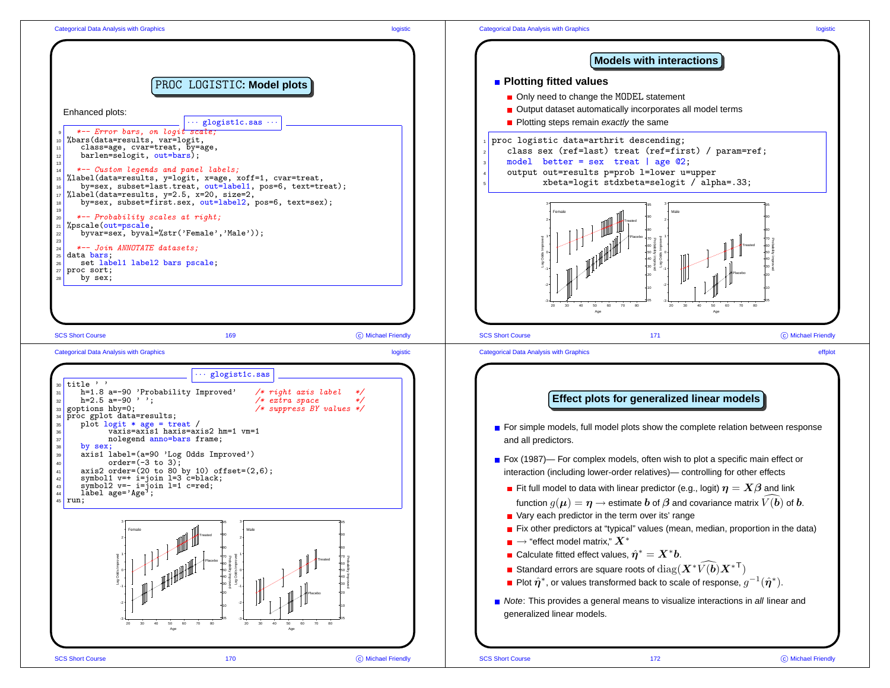## PROC LOGISTIC: Model plots

Enhanced plots:

··· glogistic.sas ···

```
 9     *-- Error bars, on logit scale;
10  %bars(data=results, var=logit,
11     class=age, cvar=treat, by=age,
12     barlen=selogit, out=bars);
13
14     *-- Custom legends and panel labels;
15  %label(data=results, y=logit, x=age, xoff=1, cvar=treat,
16     by=sex, subset=last.treat, out=label1, pos=6, text=treat);
17  %label(data=results, y=2.5, x=20, size=2,
18     by=sex, subset=first.sex, out=label2, pos=6, text=sex);
19
20     *-- Probability scales at right;
21  %pscale(out=pscale,
22     byvar=sex, byval=%str('Female','Male'));
23
24     *-- Join ANNOTATE datasets;
25  data bars;
26     set label1 label2 bars pscale;
27  proc sort;
28     by sex;
```

··· glogistic.sas

```
30  title ' '
31     h=1.8 a=-90 'Probability Improved'    /* right axis label   */
32     h=2.5 a=-90 ' ';                      /* extra space        */
33  goptions hby=0;                          /* suppress BY values */
34  proc gplot data=results;
35     plot logit * age = treat /
36          vaxis=axis1 haxis=axis2 hm=1 vm=1
37          nolegend anno=bars frame;
38     by sex;
39     axis1 label=(a=90 'Log Odds Improved')
40          order=(-3 to 3);
41     axis2 order=(20 to 80 by 10) offset=(2,6);
42     symbol1 v=+ i=join l=3 c=black;
43     symbol2 v=- i=join l=1 c=red;
44     label age='Age';
45  run;
```

Female
Treated
Placebo
Log Odds Improved
Probability Improved
Age
Male
Treated
Placebo

## Models with interactions

- **Plotting fitted values**
  - Only need to change the `MODEL` statement
  - Output dataset automatically incorporates all model terms
  - Plotting steps remain *exactly* the same

```
1  proc logistic data=arthrit descending;
2     class sex (ref=last) treat (ref=first) / param=ref;
3     model better = sex treat | age @2;
4     output out=results p=prob l=lower u=upper
5            xbeta=logit stdxbeta=selogit / alpha=.33;
```

Female
Treated
Placebo
Log Odds Improved
Probability Improved
Age
Male
Treated
Placebo

## Effect plots for generalized linear models

- For simple models, full model plots show the complete relation between response and all predictors.
- Fox (1987)— For complex models, often wish to plot a specific main effect or interaction (including lower-order relatives)— controlling for other effects
  - Fit full model to data with linear predictor (e.g., logit) $\boldsymbol{\eta} = \boldsymbol{X}\boldsymbol{\beta}$ and link function $g(\boldsymbol{\mu}) = \boldsymbol{\eta} \rightarrow$ estimate $\boldsymbol{b}$ of $\boldsymbol{\beta}$ and covariance matrix $\widehat{V(\boldsymbol{b})}$ of $\boldsymbol{b}$.
  - Vary each predictor in the term over its' range
  - Fix other predictors at "typical" values (mean, median, proportion in the data)
  - $\rightarrow$ "effect model matrix," $\boldsymbol{X}^*$
  - Calculate fitted effect values, $\hat{\boldsymbol{\eta}}^* = \boldsymbol{X}^*\boldsymbol{b}$.
  - Standard errors are square roots of $\mathrm{diag}(\boldsymbol{X}^*\widehat{V(\boldsymbol{b})}\boldsymbol{X}^{*\mathsf{T}})$
  - Plot $\hat{\boldsymbol{\eta}}^*$, or values transformed back to scale of response, $g^{-1}(\hat{\boldsymbol{\eta}}^*)$.
- *Note*: This provides a general means to visualize interactions in *all* linear and generalized linear models.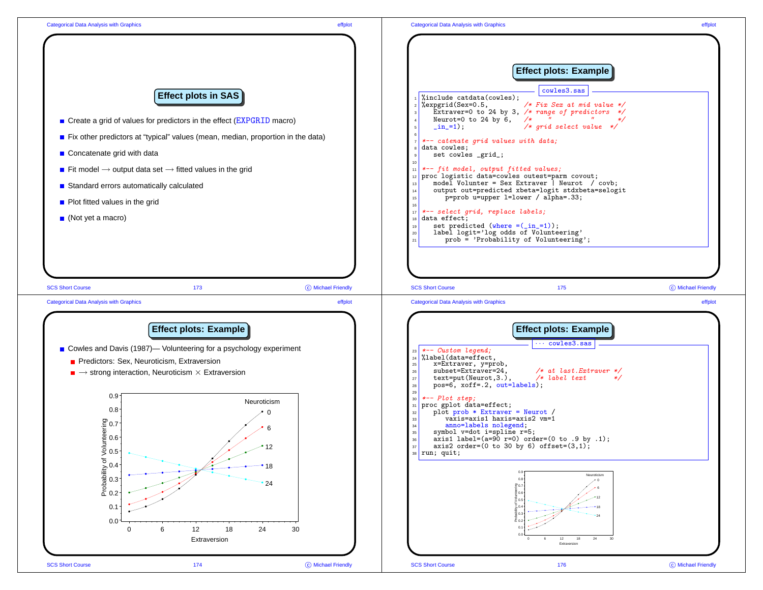## Effect plots in SAS

- Create a grid of values for predictors in the effect (`EXPGRID` macro)
- Fix other predictors at "typical" values (mean, median, proportion in the data)
- Concatenate grid with data
- Fit model ⟶ output data set ⟶ fitted values in the grid
- Standard errors automatically calculated
- Plot fitted values in the grid
- (Not yet a macro)

## Effect plots: Example

- Cowles and Davis (1987)— Volunteering for a psychology experiment
  - Predictors: Sex, Neuroticism, Extraversion
  - ⟶ strong interaction, Neuroticism × Extraversion

Neuroticism
0
6
12
18
24
Probability of Volunteering
0.0 0.1 0.2 0.3 0.4 0.5 0.6 0.7 0.8 0.9
Extraversion
0 6 12 18 24 30

## Effect plots: Example

cowles3.sas

```
%include catdata(cowles);
%expgrid(Sex=0.5,              /* Fix Sex at mid value */
   Extraver=0 to 24 by 3,  /* range of predictors  */
   Neurot=0 to 24 by 6,    /*    "         "       */
   _in_=1);                /* grid select value  */

*-- catenate grid values with data;
data cowles;
   set cowles _grid_;

*-- fit model, output fitted values;
proc logistic data=cowles outest=parm covout;
   model Volunter = Sex Extraver | Neurot  / covb;
   output out=predicted xbeta=logit stdxbeta=selogit
      p=prob u=upper l=lower / alpha=.33;

*-- select grid, replace labels;
data effect;
   set predicted (where =(_in_=1));
   label logit='log odds of Volunteering'
      prob = 'Probability of Volunteering';
```

## Effect plots: Example

··· cowles3.sas

```
*-- Custom legend;
%label(data=effect,
   x=Extraver, y=prob,
   subset=Extraver=24,       /* at last.Extraver */
   text=put(Neurot,3.),      /* label text       */
   pos=6, xoff=.2, out=labels);

*-- Plot step;
proc gplot data=effect;
   plot prob * Extraver = Neurot /
      vaxis=axis1 haxis=axis2 vm=1
      anno=labels nolegend;
   symbol v=dot i=spline r=5;
   axis1 label=(a=90 r=0) order=(0 to .9 by .1);
   axis2 order=(0 to 30 by 6) offset=(3,1);
run; quit;
```

Neuroticism
0
6
12
18
24
Probability of Volunteering
0.0 0.1 0.2 0.3 0.4 0.5 0.6 0.7 0.8 0.9
Extraversion
0 6 12 18 24 30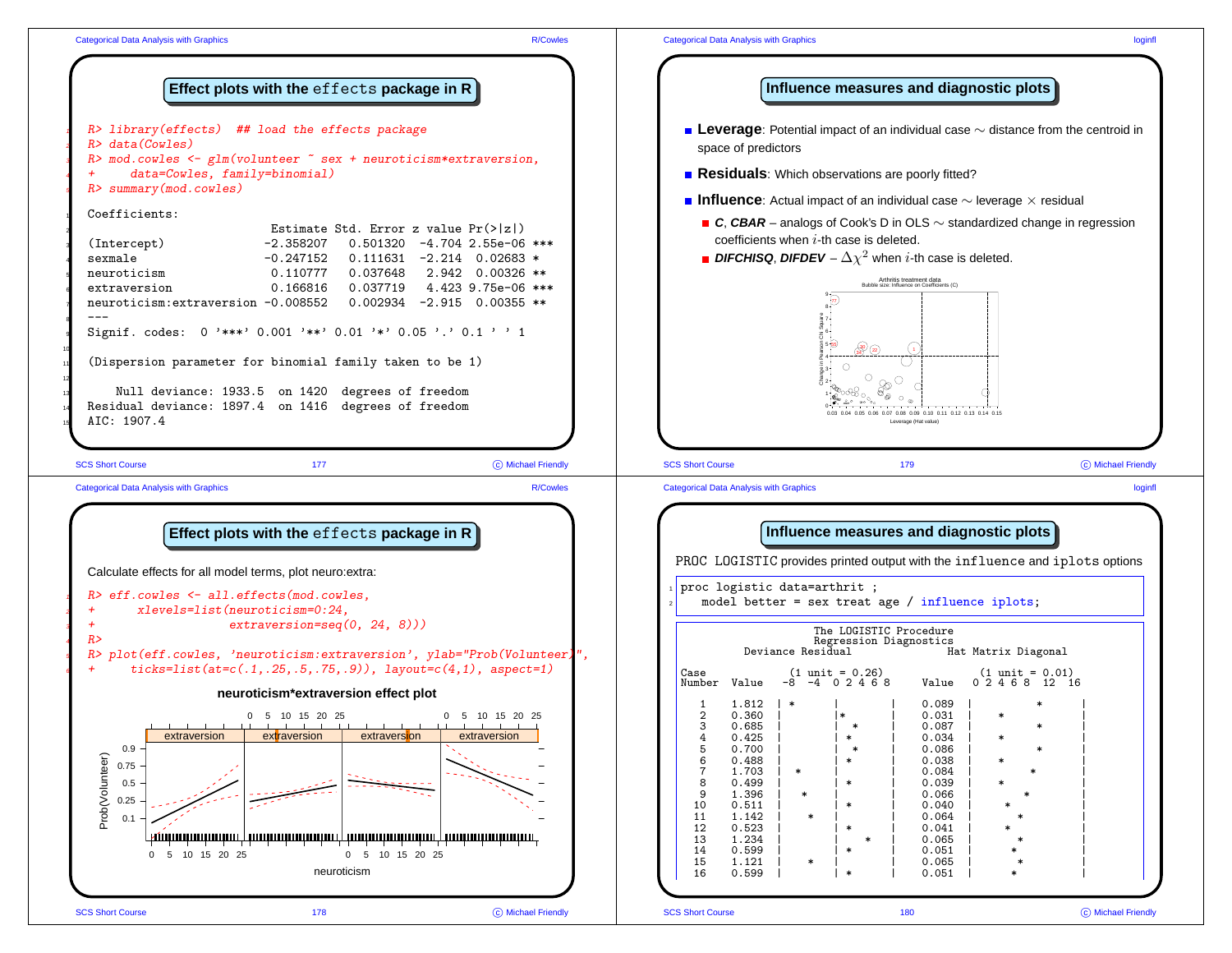## Effect plots with the effects package in R

```
R> library(effects)  ## load the effects package
R> data(Cowles)
R> mod.cowles <- glm(volunteer ~ sex + neuroticism*extraversion,
+     data=Cowles, family=binomial)
R> summary(mod.cowles)
```

```
Coefficients:
                          Estimate Std. Error z value Pr(>|z|)
(Intercept)              -2.358207   0.501320  -4.704 2.55e-06 ***
sexmale                  -0.247152   0.111631  -2.214  0.02683 *
neuroticism               0.110777   0.037648   2.942  0.00326 **
extraversion              0.166816   0.037719   4.423 9.75e-06 ***
neuroticism:extraversion -0.008552   0.002934  -2.915  0.00355 **
---
Signif. codes:  0 '***' 0.001 '**' 0.01 '*' 0.05 '.' 0.1 ' ' 1

(Dispersion parameter for binomial family taken to be 1)

    Null deviance: 1933.5  on 1420  degrees of freedom
Residual deviance: 1897.4  on 1416  degrees of freedom
AIC: 1907.4
```

## Effect plots with the effects package in R

Calculate effects for all model terms, plot neuro:extra:

```
R> eff.cowles <- all.effects(mod.cowles,
+        xlevels=list(neuroticism=0:24,
+                     extraversion=seq(0, 24, 8)))
R>
R> plot(eff.cowles, 'neuroticism:extraversion', ylab="Prob(Volunteer)",
+     ticks=list(at=c(.1,.25,.5,.75,.9)), layout=c(4,1), aspect=1)
```

neuroticism*extraversion effect plot

extraversion extraversion extraversion extraversion

Prob(Volunteer)

0.9 0.75 0.5 0.25 0.1

0 5 10 15 20 25

neuroticism

## Influence measures and diagnostic plots

- **Leverage**: Potential impact of an individual case $\sim$ distance from the centroid in space of predictors
- **Residuals**: Which observations are poorly fitted?
- **Influence**: Actual impact of an individual case $\sim$ leverage $\times$ residual
  - ***C***, ***CBAR*** – analogs of Cook's D in OLS $\sim$ standardized change in regression coefficients when $i$-th case is deleted.
  - ***DIFCHISQ***, ***DIFDEV*** – $\Delta\chi^2$ when $i$-th case is deleted.

Arthritis treatment data
Bubble size: Influence on Coefficients (C)

Change in Pearson Chi Square

Leverage (Hat value)

0.03 0.04 0.05 0.06 0.07 0.08 0.09 0.10 0.11 0.12 0.13 0.14 0.15

## Influence measures and diagnostic plots

PROC LOGISTIC provides printed output with the influence and iplots options

```
proc logistic data=arthrit ;
   model better = sex treat age / influence iplots;
```

```
                  The LOGISTIC Procedure
                  Regression Diagnostics
          Deviance Residual              Hat Matrix Diagonal

Case             (1 unit = 0.26)              (1 unit = 0.01)
Number   Value   -8  -4  0 2 4 6 8    Value   0 2 4 6 8  12  16

   1     1.812  | *       |         |  0.089  |          *        |
   2     0.360  |         |*        |  0.031  |    *              |
   3     0.685  |         |  *      |  0.087  |          *        |
   4     0.425  |         | *       |  0.034  |    *              |
   5     0.700  |         |  *      |  0.086  |          *        |
   6     0.488  |         | *       |  0.038  |    *              |
   7     1.703  |  *      |         |  0.084  |         *         |
   8     0.499  |         | *       |  0.039  |    *              |
   9     1.396  |   *     |         |  0.066  |       *           |
  10     0.511  |         | *       |  0.040  |     *             |
  11     1.142  |    *    |         |  0.064  |      *            |
  12     0.523  |         | *       |  0.041  |     *             |
  13     1.234  |         |    *    |  0.065  |      *            |
  14     0.599  |         | *       |  0.051  |     *             |
  15     1.121  |    *    |         |  0.065  |      *            |
  16     0.599  |         | *       |  0.051  |     *             |
```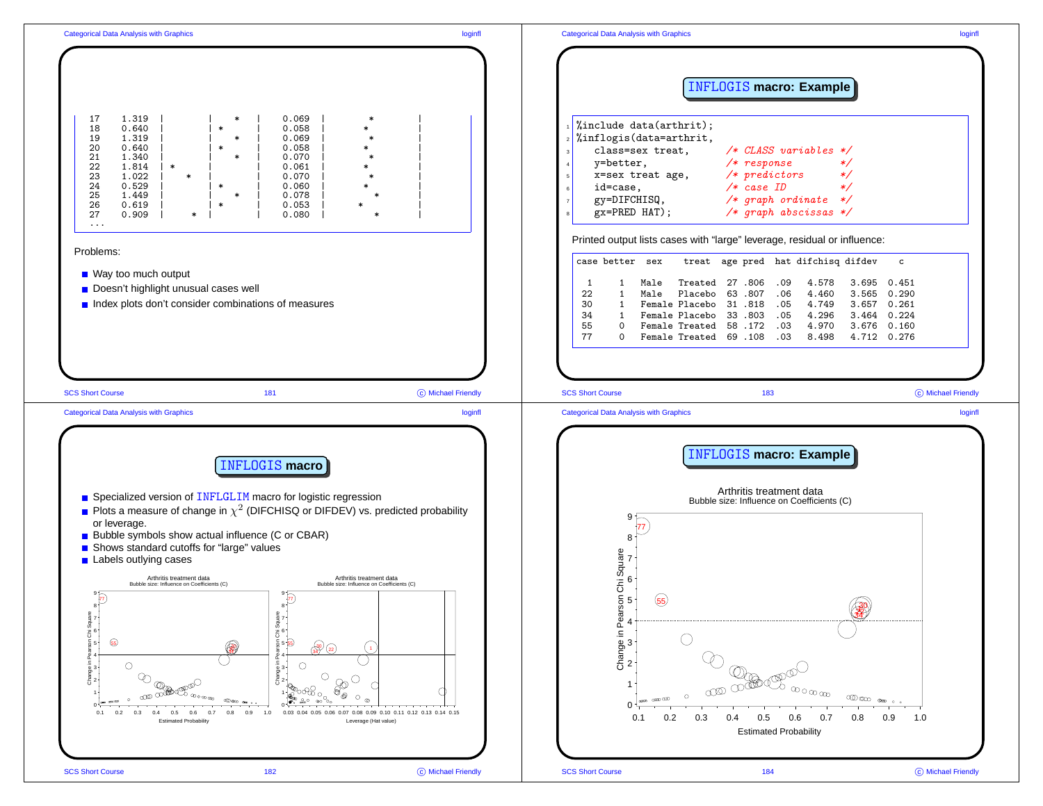```
17    1.319  |         |    *    |  0.069  |      *        |
18    0.640  |         | *       |  0.058  |     *         |
19    1.319  |         |    *    |  0.069  |      *        |
20    0.640  |         | *       |  0.058  |     *         |
21    1.340  |         |    *    |  0.070  |      *        |
22    1.814  | *       |         |  0.061  |     *         |
23    1.022  |   *     |         |  0.070  |      *        |
24    0.529  |         | *       |  0.060  |     *         |
25    1.449  |         |    *    |  0.078  |       *       |
26    0.619  |         | *       |  0.053  |    *          |
27    0.909  |      *  |         |  0.080  |       *       |
...
```

Problems:

- Way too much output
- Doesn't highlight unusual cases well
- Index plots don't consider combinations of measures

## INFLOGIS macro

- Specialized version of INFLGLIM macro for logistic regression
- Plots a measure of change in $\chi^2$ (DIFCHISQ or DIFDEV) vs. predicted probability or leverage.
- Bubble symbols show actual influence (C or CBAR)
- Shows standard cutoffs for "large" values
- Labels outlying cases

Arthritis treatment data
Bubble size: Influence on Coefficients (C)
Change in Pearson Chi Square
Estimated Probability

Arthritis treatment data
Bubble size: Influence on Coefficients (C)
Change in Pearson Chi Square
Leverage (Hat value)

## INFLOGIS macro: Example

```
%include data(arthrit);
%inflogis(data=arthrit,
   class=sex treat,      /* CLASS variables */
   y=better,             /* response        */
   x=sex treat age,      /* predictors      */
   id=case,              /* case ID         */
   gy=DIFCHISQ,          /* graph ordinate  */
   gx=PRED HAT);         /* graph abscissas */
```

Printed output lists cases with "large" leverage, residual or influence:

| case | better | sex | treat | age | pred | hat | difchisq | difdev | c |
|---|---|---|---|---|---|---|---|---|---|
| 1 | 1 | Male | Treated | 27 | .806 | .09 | 4.578 | 3.695 | 0.451 |
| 22 | 1 | Male | Placebo | 63 | .807 | .06 | 4.460 | 3.565 | 0.290 |
| 30 | 1 | Female | Placebo | 31 | .818 | .05 | 4.749 | 3.657 | 0.261 |
| 34 | 1 | Female | Placebo | 33 | .803 | .05 | 4.296 | 3.464 | 0.224 |
| 55 | 0 | Female | Treated | 58 | .172 | .03 | 4.970 | 3.676 | 0.160 |
| 77 | 0 | Female | Treated | 69 | .108 | .03 | 8.498 | 4.712 | 0.276 |

## INFLOGIS macro: Example

Arthritis treatment data
Bubble size: Influence on Coefficients (C)
Change in Pearson Chi Square
Estimated Probability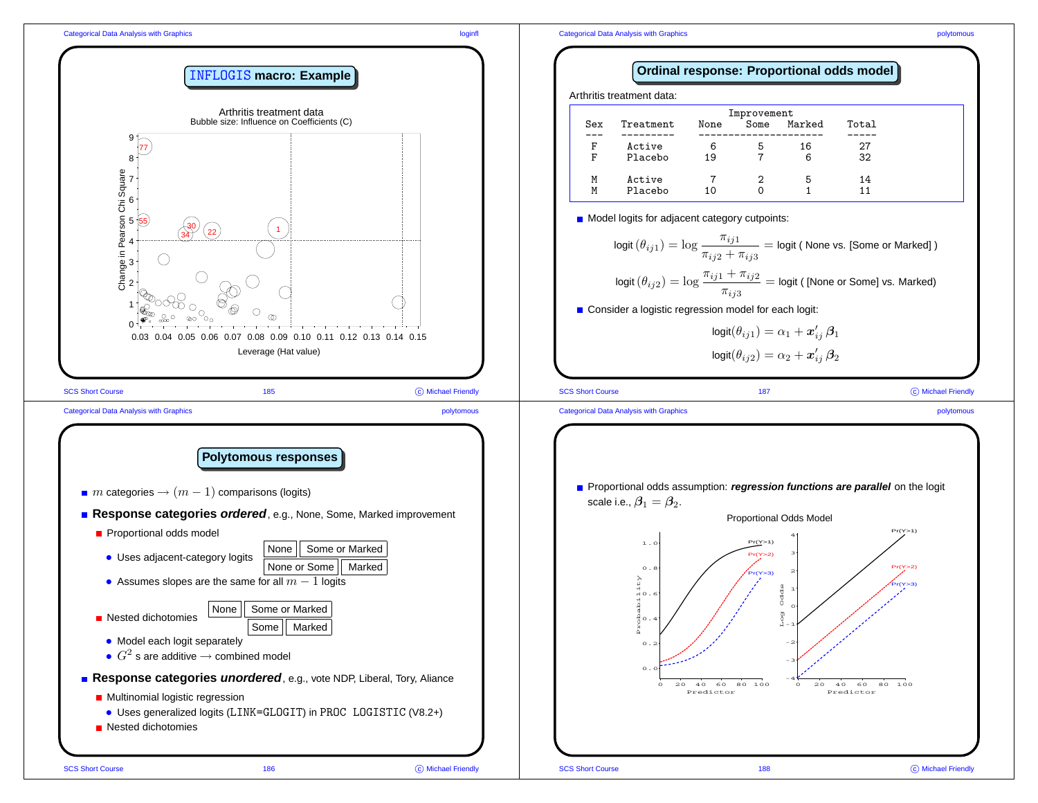## INFLOGIS macro: Example

Arthritis treatment data
Bubble size: Influence on Coefficients (C)

Change in Pearson Chi Square
0 1 2 3 4 5 6 7 8 9
Leverage (Hat value)
0.03 0.04 0.05 0.06 0.07 0.08 0.09 0.10 0.11 0.12 0.13 0.14 0.15
77 55 30 34 22 1

## Polytomous responses

- $m$ categories → $(m-1)$ comparisons (logits)
- **Response categories *ordered***, e.g., None, Some, Marked improvement
  - Proportional odds model
    - Uses adjacent-category logits  [None | Some or Marked], [None or Some | Marked]
    - Assumes slopes are the same for all $m-1$ logits
  - Nested dichotomies  [None | Some or Marked], [Some | Marked]
    - Model each logit separately
    - $G^2$ s are additive → combined model
- **Response categories *unordered***, e.g., vote NDP, Liberal, Tory, Aliance
  - Multinomial logistic regression
    - Uses generalized logits (LINK=GLOGIT) in PROC LOGISTIC (V8.2+)
  - Nested dichotomies

## Ordinal response: Proportional odds model

Arthritis treatment data:

| Sex | Treatment | Improvement: None | Some | Marked | Total |
|---|---|---|---|---|---|
| F | Active | 6 | 5 | 16 | 27 |
| F | Placebo | 19 | 7 | 6 | 32 |
| M | Active | 7 | 2 | 5 | 14 |
| M | Placebo | 10 | 0 | 1 | 11 |

- Model logits for adjacent category cutpoints:

$$\text{logit}\,(\theta_{ij1}) = \log \frac{\pi_{ij1}}{\pi_{ij2}+\pi_{ij3}} = \text{logit ( None vs. [Some or Marked] )}$$

$$\text{logit}\,(\theta_{ij2}) = \log \frac{\pi_{ij1}+\pi_{ij2}}{\pi_{ij3}} = \text{logit ( [None or Some] vs. Marked)}$$

- Consider a logistic regression model for each logit:

$$\text{logit}(\theta_{ij1}) = \alpha_1 + \boldsymbol{x}'_{ij}\,\boldsymbol{\beta}_1$$

$$\text{logit}(\theta_{ij2}) = \alpha_2 + \boldsymbol{x}'_{ij}\,\boldsymbol{\beta}_2$$

- Proportional odds assumption: ***regression functions are parallel*** on the logit scale i.e., $\boldsymbol{\beta}_1 = \boldsymbol{\beta}_2$.

Proportional Odds Model

Probability
0.0 0.2 0.4 0.6 0.8 1.0
Predictor
0 20 40 60 80 100
Pr(Y>1) Pr(Y>2) Pr(Y>3)

Log Odds
-4 -3 -2 -1 0 1 2 3 4
Predictor
0 20 40 60 80 100
Pr(Y>1) Pr(Y>2) Pr(Y>3)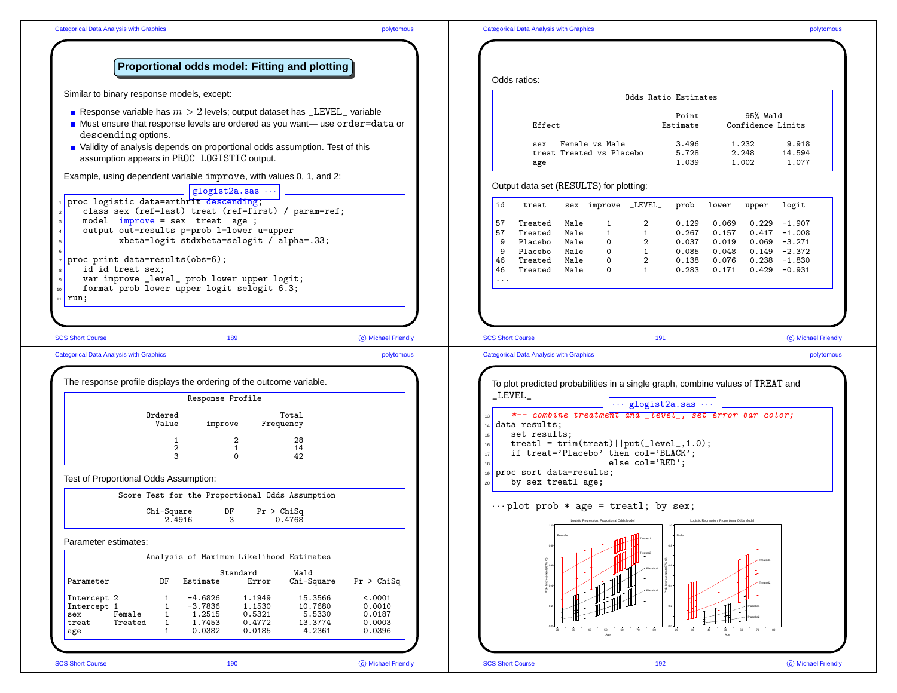## Proportional odds model: Fitting and plotting

Similar to binary response models, except:

- Response variable has $m > 2$ levels; output dataset has `_LEVEL_` variable
- Must ensure that response levels are ordered as you want— use `order=data` or `descending` options.
- Validity of analysis depends on proportional odds assumption. Test of this assumption appears in `PROC LOGISTIC` output.

Example, using dependent variable `improve`, with values 0, 1, and 2:

glogist2a.sas ···

```
proc logistic data=arthrit descending;
   class sex (ref=last) treat (ref=first) / param=ref;
   model  improve = sex  treat  age ;
   output out=results p=prob l=lower u=upper
          xbeta=logit stdxbeta=selogit / alpha=.33;

proc print data=results(obs=6);
   id id treat sex;
   var improve _level_ prob lower upper logit;
   format prob lower upper logit selogit 6.3;
run;
```

The response profile displays the ordering of the outcome variable.

```
                      Response Profile

              Ordered                          Total
                Value       improve        Frequency

                    1             2               28
                    2             1               14
                    3             0               42
```

Test of Proportional Odds Assumption:

```
          Score Test for the Proportional Odds Assumption

              Chi-Square       DF       Pr > ChiSq
                  2.4916        3           0.4768
```

Parameter estimates:

```
                 Analysis of Maximum Likelihood Estimates

                                    Standard          Wald
Parameter           DF   Estimate      Error    Chi-Square    Pr > ChiSq

Intercept 2          1    -4.6826     1.1949       15.3566        <.0001
Intercept 1          1    -3.7836     1.1530       10.7680        0.0010
sex       Female     1     1.2515     0.5321        5.5330        0.0187
treat     Treated    1     1.7453     0.4772       13.3774        0.0003
age                  1     0.0382     0.0185        4.2361        0.0396
```

Odds ratios:

```
                         Odds Ratio Estimates

                                       Point          95% Wald
 Effect                             Estimate      Confidence Limits

 sex    Female vs Male                 3.496       1.232       9.918
 treat  Treated vs Placebo             5.728       2.248      14.594
 age                                   1.039       1.002       1.077
```

Output data set (RESULTS) for plotting:

```
id     treat      sex   improve  _LEVEL_    prob    lower    upper    logit

57    Treated    Male      1        2      0.129    0.069    0.229   -1.907
57    Treated    Male      1        1      0.267    0.157    0.417   -1.008
 9    Placebo    Male      0        2      0.037    0.019    0.069   -3.271
 9    Placebo    Male      0        1      0.085    0.048    0.149   -2.372
46    Treated    Male      0        2      0.138    0.076    0.238   -1.830
46    Treated    Male      0        1      0.283    0.171    0.429   -0.931
...
```

To plot predicted probabilities in a single graph, combine values of TREAT and `_LEVEL_`

··· glogist2a.sas ···

```
   *-- combine treatment and _level_, set error bar color;
data results;
   set results;
   treatl = trim(treat)||put(_level_,1.0);
   if treat='Placebo' then col='BLACK';
                      else col='RED';
proc sort data=results;
   by sex treatl age;
```

`··· plot prob * age = treatl; by sex;`

Logistic Regression: Proportional Odds Model

Female

Treated1

Treated2

Placebo1

Placebo2

Prob. Improvement (67% CI)

Age

Logistic Regression: Proportional Odds Model

Male

Treated1

Treated2

Placebo1

Placebo2

Prob. Improvement (67% CI)

Age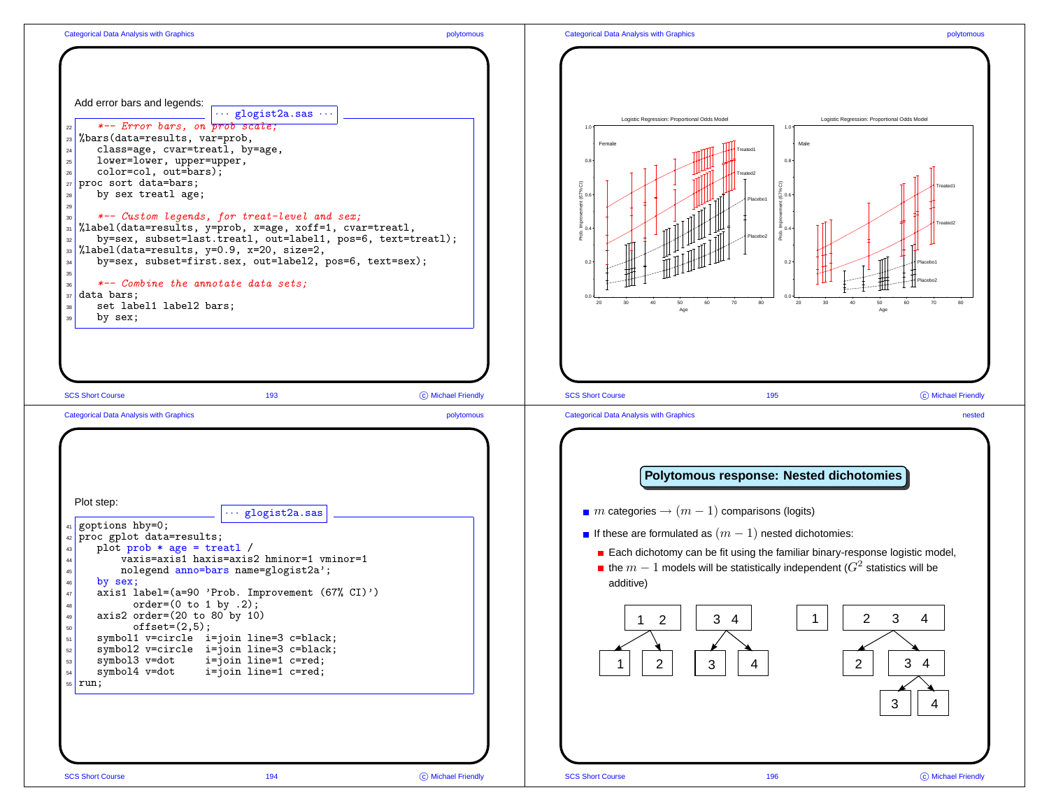Add error bars and legends:

··· glogist2a.sas ···

```
22    *-- Error bars, on prob scale;
23 %bars(data=results, var=prob,
24    class=age, cvar=treatl, by=age,
25    lower=lower, upper=upper,
26    color=col, out=bars);
27 proc sort data=bars;
28    by sex treatl age;
29
30    *-- Custom legends, for treat-level and sex;
31 %label(data=results, y=prob, x=age, xoff=1, cvar=treatl,
32    by=sex, subset=last.treatl, out=label1, pos=6, text=treatl);
33 %label(data=results, y=0.9, x=20, size=2,
34    by=sex, subset=first.sex, out=label2, pos=6, text=sex);
35
36    *-- Combine the annotate data sets;
37 data bars;
38    set label1 label2 bars;
39    by sex;
```

Plot step:

··· glogist2a.sas

```
41 goptions hby=0;
42 proc gplot data=results;
43    plot prob * age = treatl /
44       vaxis=axis1 haxis=axis2 hminor=1 vminor=1
45       nolegend anno=bars name=glogist2a';
46    by sex;
47    axis1 label=(a=90 'Prob. Improvement (67% CI)')
48       order=(0 to 1 by .2);
49    axis2 order=(20 to 80 by 10)
50       offset=(2,5);
51    symbol1 v=circle  i=join line=3 c=black;
52    symbol2 v=circle  i=join line=3 c=black;
53    symbol3 v=dot     i=join line=1 c=red;
54    symbol4 v=dot     i=join line=1 c=red;
55 run;
```

Logistic Regression: Proportional Odds Model

Female

Treated1
Treated2
Placebo1
Placebo2

Prob. Improvement (67% CI)

0.0 0.2 0.4 0.6 0.8 1.0

20 30 40 50 60 70 80

Age

Logistic Regression: Proportional Odds Model

Male

Treated1
Treated2
Placebo1
Placebo2

Prob. Improvement (67% CI)

0.0 0.2 0.4 0.6 0.8 1.0

20 30 40 50 60 70 80

Age

## Polytomous response: Nested dichotomies

- $m$ categories $\rightarrow (m-1)$ comparisons (logits)
- If these are formulated as $(m-1)$ nested dichotomies:
  - Each dichotomy can be fit using the familiar binary-response logistic model,
  - the $m-1$ models will be statistically independent ($G^2$ statistics will be additive)

1 2 → 1, 2
3 4 → 3, 4

1
2 3 4 → 2, 3 4
3 4 → 3, 4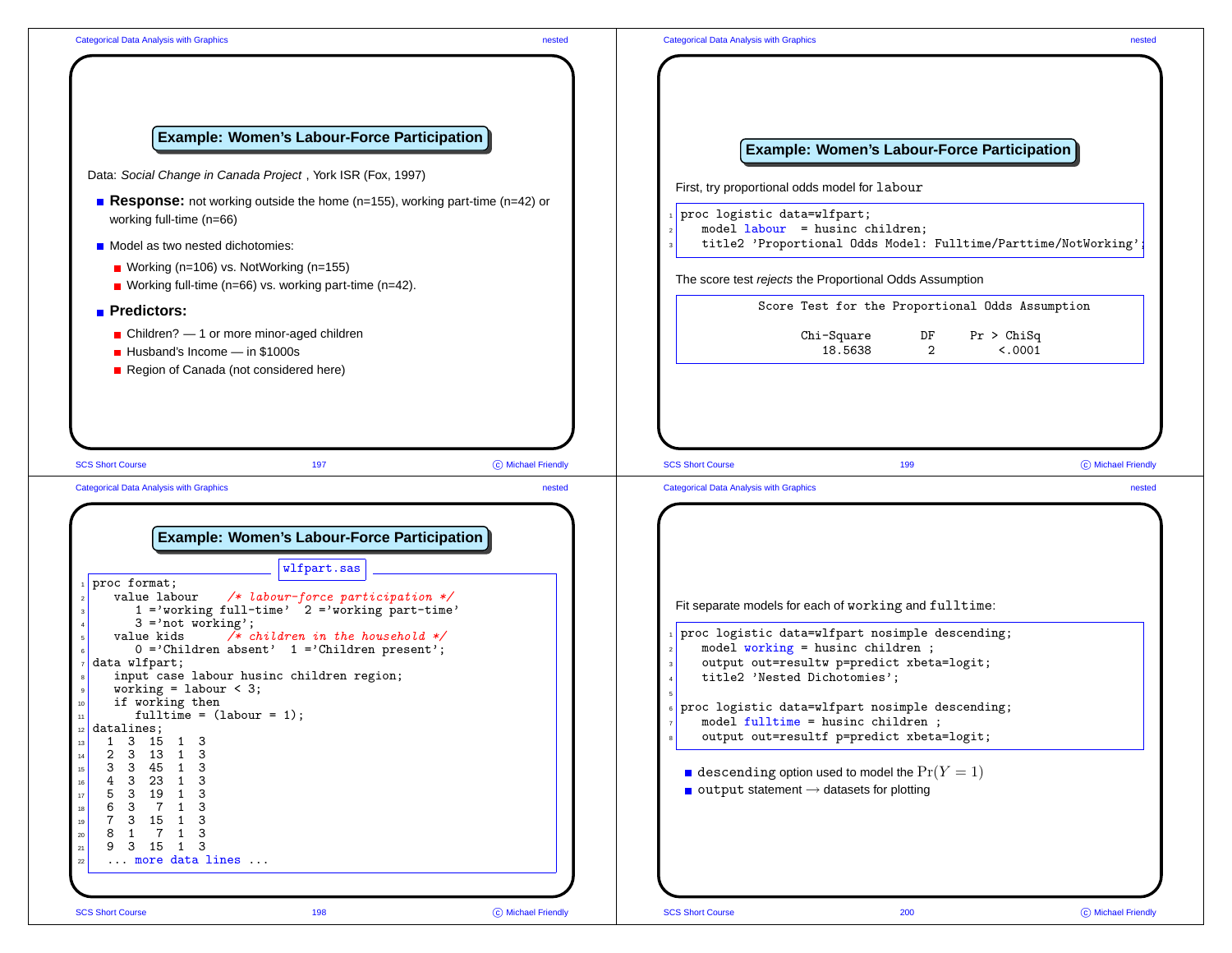## Example: Women's Labour-Force Participation

Data: *Social Change in Canada Project* , York ISR (Fox, 1997)

- **Response:** not working outside the home (n=155), working part-time (n=42) or working full-time (n=66)
- Model as two nested dichotomies:
  - Working (n=106) vs. NotWorking (n=155)
  - Working full-time (n=66) vs. working part-time (n=42).
- **Predictors:**
  - Children? — 1 or more minor-aged children
  - Husband's Income — in $1000s
  - Region of Canada (not considered here)

## Example: Women's Labour-Force Participation

wlfpart.sas

```
proc format;
   value labour    /* labour-force participation */
      1 ='working full-time'  2 ='working part-time'
      3 ='not working';
   value kids      /* children in the household */
      0 ='Children absent'  1 ='Children present';
data wlfpart;
   input case labour husinc children region;
   working = labour < 3;
   if working then
      fulltime = (labour = 1);
datalines;
  1  3  15  1  3
  2  3  13  1  3
  3  3  45  1  3
  4  3  23  1  3
  5  3  19  1  3
  6  3   7  1  3
  7  3  15  1  3
  8  1   7  1  3
  9  3  15  1  3
  ... more data lines ...
```

## Example: Women's Labour-Force Participation

First, try proportional odds model for `labour`

```
proc logistic data=wlfpart;
   model labour  = husinc children;
   title2 'Proportional Odds Model: Fulltime/Parttime/NotWorking';
```

The score test *rejects* the Proportional Odds Assumption

```
          Score Test for the Proportional Odds Assumption

                Chi-Square       DF     Pr > ChiSq
                   18.5638        2         <.0001
```

Fit separate models for each of `working` and `fulltime`:

```
proc logistic data=wlfpart nosimple descending;
   model working = husinc children ;
   output out=resultw p=predict xbeta=logit;
   title2 'Nested Dichotomies';

proc logistic data=wlfpart nosimple descending;
   model fulltime = husinc children ;
   output out=resultf p=predict xbeta=logit;
```

- `descending` option used to model the $\Pr(Y = 1)$
- `output` statement $\longrightarrow$ datasets for plotting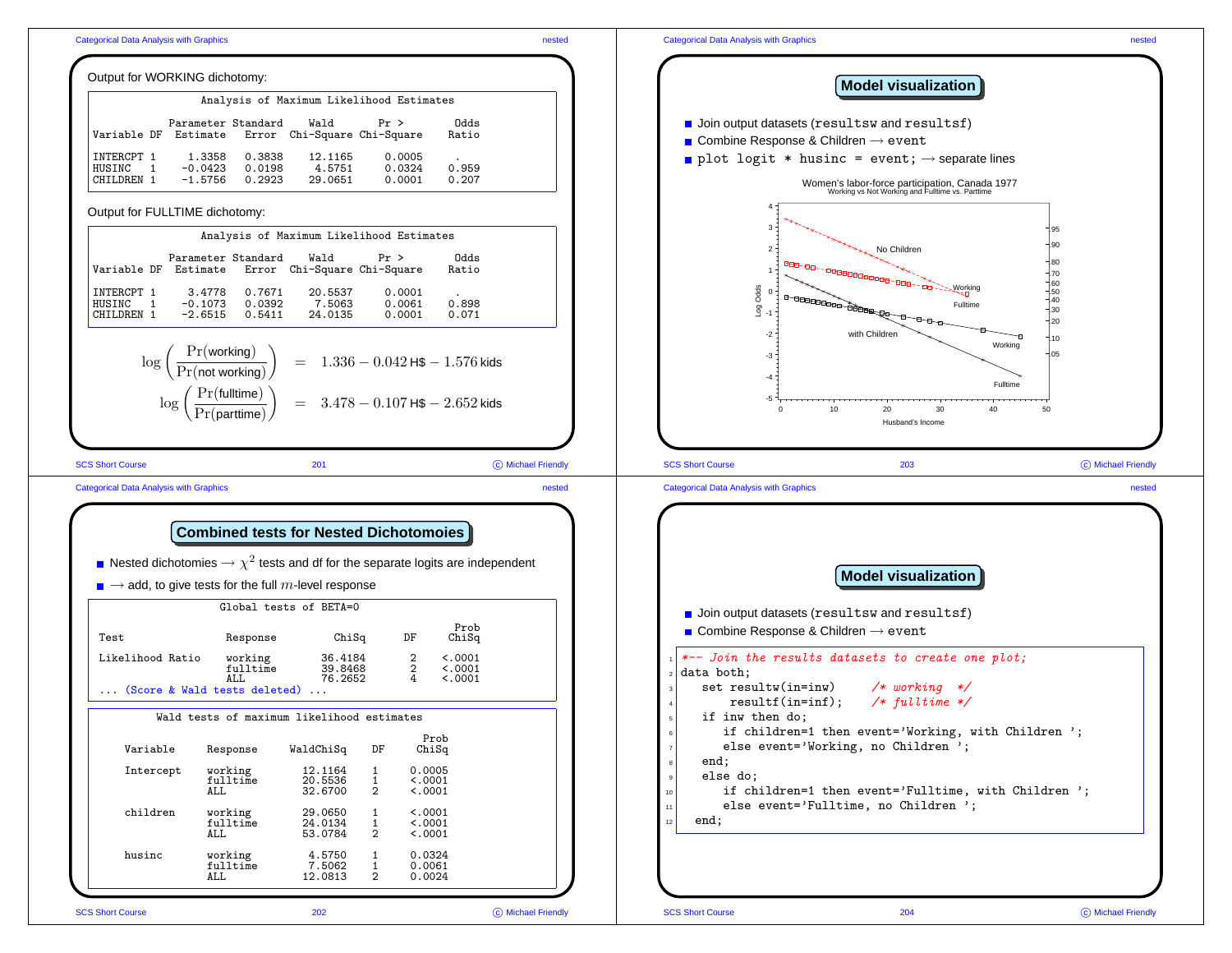Output for WORKING dichotomy:

```
                Analysis of Maximum Likelihood Estimates

           Parameter Standard    Wald       Pr >        Odds
Variable DF  Estimate   Error  Chi-Square Chi-Square    Ratio

INTERCPT 1    1.3358   0.3838    12.1165    0.0005      .
HUSINC   1   -0.0423   0.0198     4.5751    0.0324    0.959
CHILDREN 1   -1.5756   0.2923    29.0651    0.0001    0.207
```

Output for FULLTIME dichotomy:

```
                Analysis of Maximum Likelihood Estimates

           Parameter Standard    Wald       Pr >        Odds
Variable DF  Estimate   Error  Chi-Square Chi-Square    Ratio

INTERCPT 1    3.4778   0.7671    20.5537    0.0001      .
HUSINC   1   -0.1073   0.0392     7.5063    0.0061    0.898
CHILDREN 1   -2.6515   0.5411    24.0135    0.0001    0.071
```

$$\log\left(\frac{\Pr(\text{working})}{\Pr(\text{not working})}\right) = 1.336 - 0.042 \text{ H\$} - 1.576 \text{ kids}$$

$$\log\left(\frac{\Pr(\text{fulltime})}{\Pr(\text{parttime})}\right) = 3.478 - 0.107 \text{ H\$} - 2.652 \text{ kids}$$

## Combined tests for Nested Dichotomoies

- Nested dichotomies $\longrightarrow \chi^2$ tests and df for the separate logits are independent
- $\longrightarrow$ add, to give tests for the full $m$-level response

```
                    Global tests of BETA=0

                                                         Prob
 Test                  Response           ChiSq     DF   ChiSq

 Likelihood Ratio      working           36.4184     2   <.0001
                       fulltime          39.8468     2   <.0001
                       ALL               76.2652     4   <.0001
 ... (Score & Wald tests deleted) ...
```

```
         Wald tests of maximum likelihood estimates

                                                  Prob
    Variable      Response      WaldChiSq   DF    ChiSq

    Intercept     working         12.1164    1    0.0005
                  fulltime        20.5536    1    <.0001
                  ALL             32.6700    2    <.0001

    children      working         29.0650    1    <.0001
                  fulltime        24.0134    1    <.0001
                  ALL             53.0784    2    <.0001

    husinc        working          4.5750    1    0.0324
                  fulltime         7.5062    1    0.0061
                  ALL             12.0813    2    0.0024
```

## Model visualization

- Join output datasets (`resultsw` and `resultsf`)
- Combine Response & Children $\longrightarrow$ `event`
- `plot logit * husinc = event;` $\longrightarrow$ separate lines

Women's labor-force participation, Canada 1977
Working vs Not Working and Fulltime vs. Parttime

Log Odds
Husband's Income
No Children
with Children
Working
Fulltime
Working
Fulltime
4
3
2
1
0
-1
-2
-3
-4
-5
0
10
20
30
40
50
95
90
80
70
60
50
40
30
20
10
05

## Model visualization

- Join output datasets (`resultsw` and `resultsf`)
- Combine Response & Children $\longrightarrow$ `event`

```
*-- Join the results datasets to create one plot;
data both;
   set resultw(in=inw)     /* working  */
       resultf(in=inf);    /* fulltime */
   if inw then do;
      if children=1 then event='Working, with Children ';
      else event='Working, no Children ';
   end;
   else do;
      if children=1 then event='Fulltime, with Children ';
      else event='Fulltime, no Children ';
   end;
```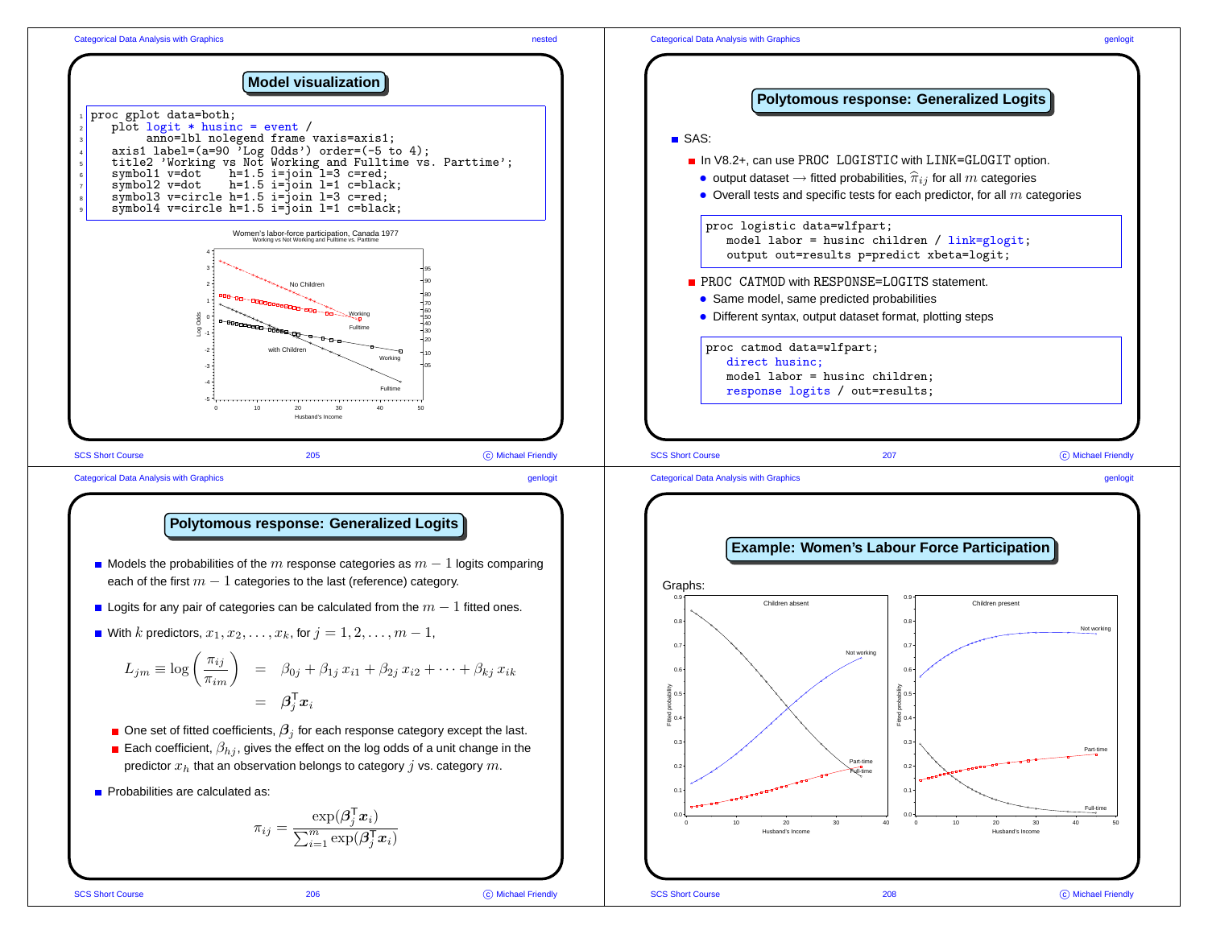## Model visualization

```
proc gplot data=both;
   plot logit * husinc = event /
        anno=lbl nolegend frame vaxis=axis1;
   axis1 label=(a=90 'Log Odds') order=(-5 to 4);
   title2 'Working vs Not Working and Fulltime vs. Parttime';
   symbol1 v=dot    h=1.5 i=join l=3 c=red;
   symbol2 v=dot    h=1.5 i=join l=1 c=black;
   symbol3 v=circle h=1.5 i=join l=3 c=red;
   symbol4 v=circle h=1.5 i=join l=1 c=black;
```

Women's labor-force participation, Canada 1977
Working vs Not Working and Fulltime vs. Parttime

No Children
Working
Fulltime
with Children
Working
Fulltime
Log Odds
Husband's Income
4
3
2
1
0
-1
-2
-3
-4
-5
0
10
20
30
40
50
95
90
80
70
60
50
40
30
20
10
05

## Polytomous response: Generalized Logits

- Models the probabilities of the $m$ response categories as $m-1$ logits comparing each of the first $m-1$ categories to the last (reference) category.
- Logits for any pair of categories can be calculated from the $m-1$ fitted ones.
- With $k$ predictors, $x_1, x_2, \ldots, x_k$, for $j = 1, 2, \ldots, m-1$,

$$
\begin{aligned}
L_{jm} \equiv \log\left(\frac{\pi_{ij}}{\pi_{im}}\right) &= \beta_{0j} + \beta_{1j}\, x_{i1} + \beta_{2j}\, x_{i2} + \cdots + \beta_{kj}\, x_{ik} \\
&= \boldsymbol{\beta}_j^{\mathsf{T}} \boldsymbol{x}_i
\end{aligned}
$$

  - One set of fitted coefficients, $\boldsymbol{\beta}_j$ for each response category except the last.
  - Each coefficient, $\beta_{hj}$, gives the effect on the log odds of a unit change in the predictor $x_h$ that an observation belongs to category $j$ vs. category $m$.
- Probabilities are calculated as:

$$
\pi_{ij} = \frac{\exp(\boldsymbol{\beta}_j^{\mathsf{T}} \boldsymbol{x}_i)}{\sum_{i=1}^{m} \exp(\boldsymbol{\beta}_j^{\mathsf{T}} \boldsymbol{x}_i)}
$$

## Polytomous response: Generalized Logits

- SAS:
  - In V8.2+, can use `PROC LOGISTIC` with `LINK=GLOGIT` option.
    - output dataset $\longrightarrow$ fitted probabilities, $\widehat{\pi}_{ij}$ for all $m$ categories
    - Overall tests and specific tests for each predictor, for all $m$ categories

```
proc logistic data=wlfpart;
   model labor = husinc children / link=glogit;
   output out=results p=predict xbeta=logit;
```

  - `PROC CATMOD` with `RESPONSE=LOGITS` statement.
    - Same model, same predicted probabilities
    - Different syntax, output dataset format, plotting steps

```
proc catmod data=wlfpart;
   direct husinc;
   model labor = husinc children;
   response logits / out=results;
```

## Example: Women's Labour Force Participation

Graphs:

Children absent
Not working
Part-time
Full-time
Fitted probability
Husband's Income
0.9
0.8
0.7
0.6
0.5
0.4
0.3
0.2
0.1
0.0
0
10
20
30
40

Children present
Not working
Part-time
Full-time
Fitted probability
Husband's Income
0.9
0.8
0.7
0.6
0.5
0.4
0.3
0.2
0.1
0.0
0
10
20
30
40
50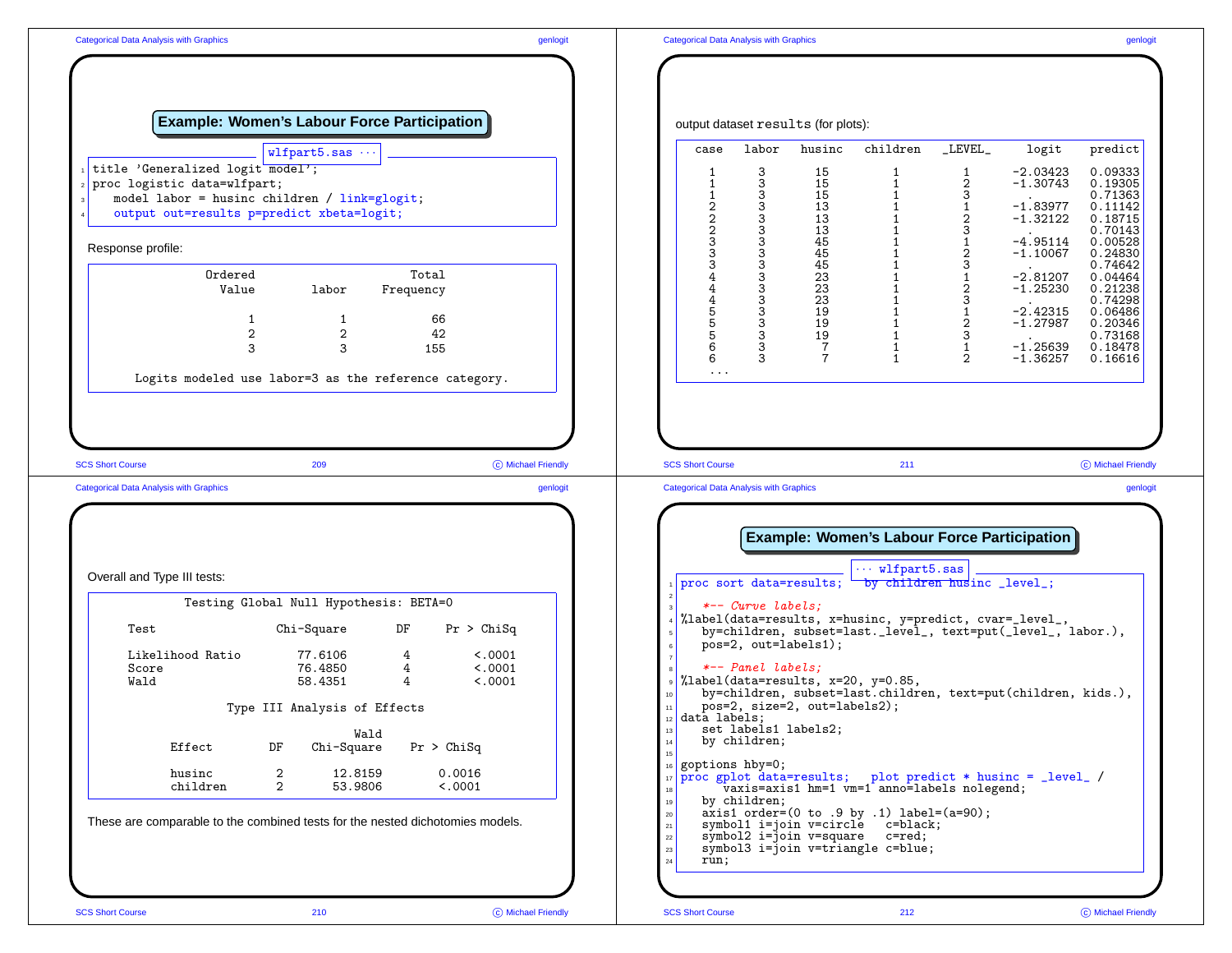## Example: Women's Labour Force Participation

wlfpart5.sas ···

```
title 'Generalized logit model';
proc logistic data=wlfpart;
   model labor = husinc children / link=glogit;
   output out=results p=predict xbeta=logit;
```

Response profile:

```
              Ordered                          Total
                Value         labor        Frequency

                    1             1               66
                    2             2               42
                    3             3              155

        Logits modeled use labor=3 as the reference category.
```

Overall and Type III tests:

```
               Testing Global Null Hypothesis: BETA=0

     Test                 Chi-Square       DF     Pr > ChiSq

     Likelihood Ratio        77.6106        4         <.0001
     Score                   76.4850        4         <.0001
     Wald                    58.4351        4         <.0001

                    Type III Analysis of Effects

                                    Wald
           Effect        DF     Chi-Square     Pr > ChiSq

           husinc         2        12.8159         0.0016
           children       2        53.9806         <.0001
```

These are comparable to the combined tests for the nested dichotomies models.

output dataset `results` (for plots):

```
  case    labor    husinc    children    _LEVEL_      logit     predict

    1       3        15          1           1      -2.03423    0.09333
    1       3        15          1           2      -1.30743    0.19305
    1       3        15          1           3          .       0.71363
    2       3        13          1           1      -1.83977    0.11142
    2       3        13          1           2      -1.32122    0.18715
    2       3        13          1           3          .       0.70143
    3       3        45          1           1      -4.95114    0.00528
    3       3        45          1           2      -1.10067    0.24830
    3       3        45          1           3          .       0.74642
    4       3        23          1           1      -2.81207    0.04464
    4       3        23          1           2      -1.25230    0.21238
    4       3        23          1           3          .       0.74298
    5       3        19          1           1      -2.42315    0.06486
    5       3        19          1           2      -1.27987    0.20346
    5       3        19          1           3          .       0.73168
    6       3         7          1           1      -1.25639    0.18478
    6       3         7          1           2      -1.36257    0.16616
   ...
```

## Example: Women's Labour Force Participation

··· wlfpart5.sas

```
proc sort data=results;    by children husinc _level_;

   *-- Curve labels;
%label(data=results, x=husinc, y=predict, cvar=_level_,
   by=children, subset=last._level_, text=put(_level_, labor.),
   pos=2, out=labels1);

   *-- Panel labels;
%label(data=results, x=20, y=0.85,
   by=children, subset=last.children, text=put(children, kids.),
   pos=2, size=2, out=labels2);
data labels;
   set labels1 labels2;
   by children;

goptions hby=0;
proc gplot data=results;   plot predict * husinc = _level_ /
      vaxis=axis1 hm=1 vm=1 anno=labels nolegend;
   by children;
   axis1 order=(0 to .9 by .1) label=(a=90);
   symbol1 i=join v=circle   c=black;
   symbol2 i=join v=square   c=red;
   symbol3 i=join v=triangle c=blue;
   run;
```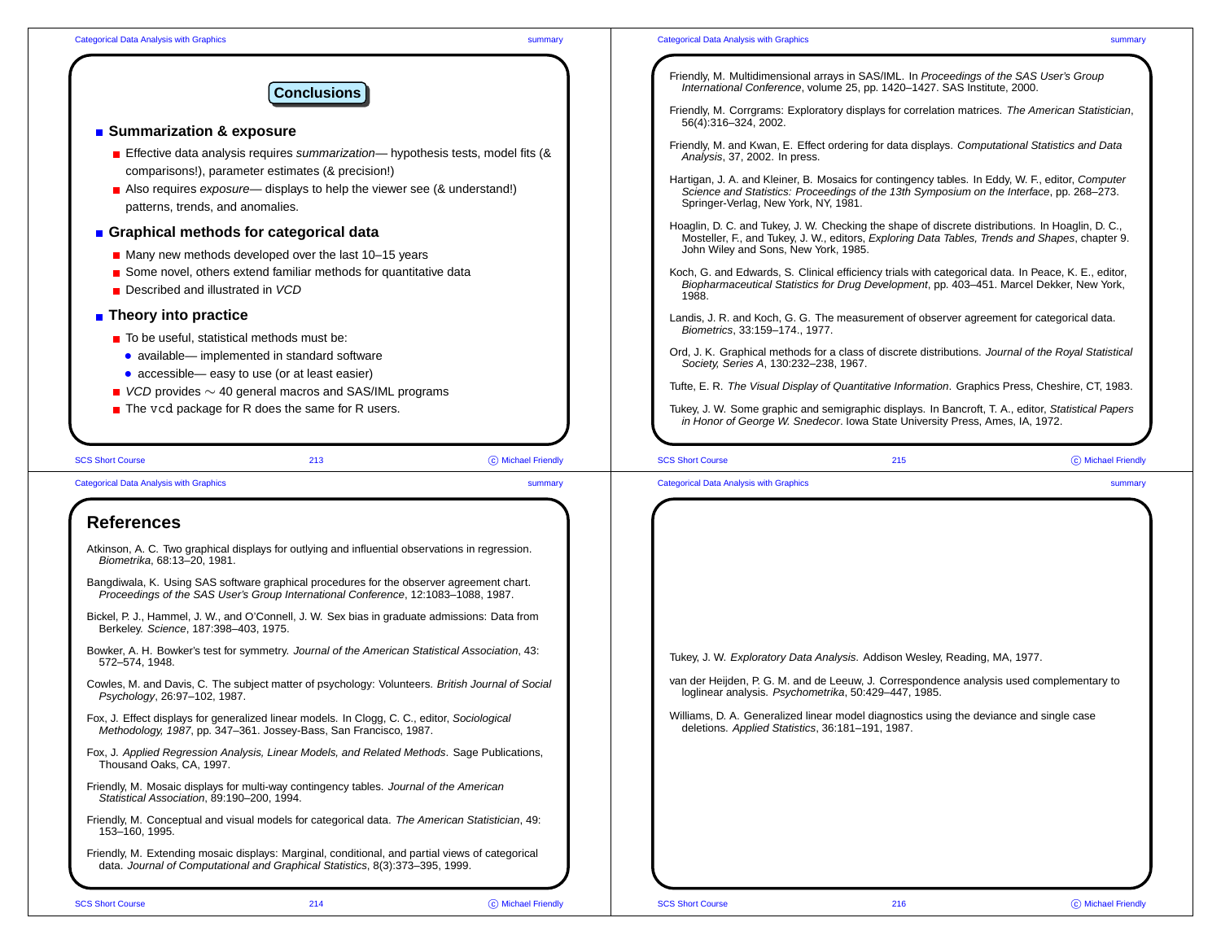## Conclusions

- **Summarization & exposure**
  - Effective data analysis requires *summarization*— hypothesis tests, model fits (& comparisons!), parameter estimates (& precision!)
  - Also requires *exposure*— displays to help the viewer see (& understand!) patterns, trends, and anomalies.
- **Graphical methods for categorical data**
  - Many new methods developed over the last 10–15 years
  - Some novel, others extend familiar methods for quantitative data
  - Described and illustrated in *VCD*
- **Theory into practice**
  - To be useful, statistical methods must be:
    - available— implemented in standard software
    - accessible— easy to use (or at least easier)
  - *VCD* provides $\sim$ 40 general macros and SAS/IML programs
  - The `vcd` package for R does the same for R users.

## References

Atkinson, A. C. Two graphical displays for outlying and influential observations in regression. *Biometrika*, 68:13–20, 1981.

Bangdiwala, K. Using SAS software graphical procedures for the observer agreement chart. *Proceedings of the SAS User's Group International Conference*, 12:1083–1088, 1987.

Bickel, P. J., Hammel, J. W., and O'Connell, J. W. Sex bias in graduate admissions: Data from Berkeley. *Science*, 187:398–403, 1975.

Bowker, A. H. Bowker's test for symmetry. *Journal of the American Statistical Association*, 43: 572–574, 1948.

Cowles, M. and Davis, C. The subject matter of psychology: Volunteers. *British Journal of Social Psychology*, 26:97–102, 1987.

Fox, J. Effect displays for generalized linear models. In Clogg, C. C., editor, *Sociological Methodology, 1987*, pp. 347–361. Jossey-Bass, San Francisco, 1987.

Fox, J. *Applied Regression Analysis, Linear Models, and Related Methods*. Sage Publications, Thousand Oaks, CA, 1997.

Friendly, M. Mosaic displays for multi-way contingency tables. *Journal of the American Statistical Association*, 89:190–200, 1994.

Friendly, M. Conceptual and visual models for categorical data. *The American Statistician*, 49: 153–160, 1995.

Friendly, M. Extending mosaic displays: Marginal, conditional, and partial views of categorical data. *Journal of Computational and Graphical Statistics*, 8(3):373–395, 1999.

Friendly, M. Multidimensional arrays in SAS/IML. In *Proceedings of the SAS User's Group International Conference*, volume 25, pp. 1420–1427. SAS Institute, 2000.

Friendly, M. Corrgrams: Exploratory displays for correlation matrices. *The American Statistician*, 56(4):316–324, 2002.

Friendly, M. and Kwan, E. Effect ordering for data displays. *Computational Statistics and Data Analysis*, 37, 2002. In press.

Hartigan, J. A. and Kleiner, B. Mosaics for contingency tables. In Eddy, W. F., editor, *Computer Science and Statistics: Proceedings of the 13th Symposium on the Interface*, pp. 268–273. Springer-Verlag, New York, NY, 1981.

Hoaglin, D. C. and Tukey, J. W. Checking the shape of discrete distributions. In Hoaglin, D. C., Mosteller, F., and Tukey, J. W., editors, *Exploring Data Tables, Trends and Shapes*, chapter 9. John Wiley and Sons, New York, 1985.

Koch, G. and Edwards, S. Clinical efficiency trials with categorical data. In Peace, K. E., editor, *Biopharmaceutical Statistics for Drug Development*, pp. 403–451. Marcel Dekker, New York, 1988.

Landis, J. R. and Koch, G. G. The measurement of observer agreement for categorical data. *Biometrics*, 33:159–174., 1977.

Ord, J. K. Graphical methods for a class of discrete distributions. *Journal of the Royal Statistical Society, Series A*, 130:232–238, 1967.

Tufte, E. R. *The Visual Display of Quantitative Information*. Graphics Press, Cheshire, CT, 1983.

Tukey, J. W. Some graphic and semigraphic displays. In Bancroft, T. A., editor, *Statistical Papers in Honor of George W. Snedecor*. Iowa State University Press, Ames, IA, 1972.

Tukey, J. W. *Exploratory Data Analysis*. Addison Wesley, Reading, MA, 1977.

van der Heijden, P. G. M. and de Leeuw, J. Correspondence analysis used complementary to loglinear analysis. *Psychometrika*, 50:429–447, 1985.

Williams, D. A. Generalized linear model diagnostics using the deviance and single case deletions. *Applied Statistics*, 36:181–191, 1987.